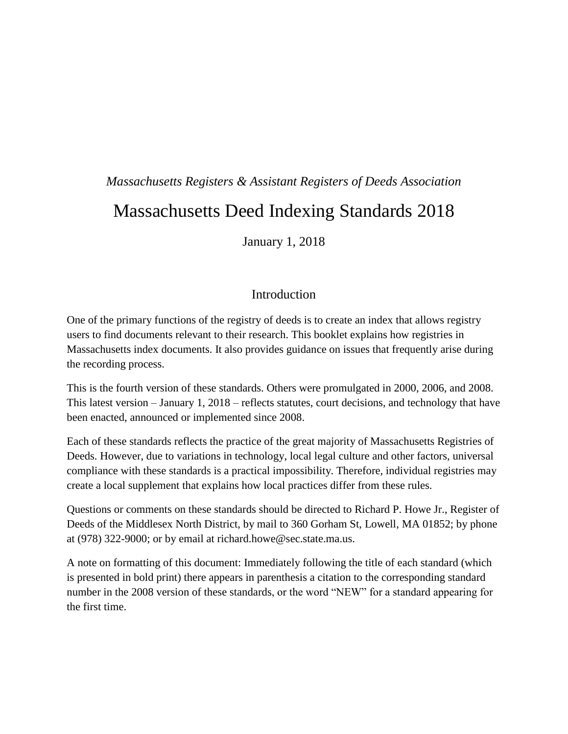*Massachusetts Registers & Assistant Registers of Deeds Association*

# Massachusetts Deed Indexing Standards 2018

January 1, 2018

## Introduction

One of the primary functions of the registry of deeds is to create an index that allows registry users to find documents relevant to their research. This booklet explains how registries in Massachusetts index documents. It also provides guidance on issues that frequently arise during the recording process.

This is the fourth version of these standards. Others were promulgated in 2000, 2006, and 2008. This latest version – January 1, 2018 – reflects statutes, court decisions, and technology that have been enacted, announced or implemented since 2008.

Each of these standards reflects the practice of the great majority of Massachusetts Registries of Deeds. However, due to variations in technology, local legal culture and other factors, universal compliance with these standards is a practical impossibility. Therefore, individual registries may create a local supplement that explains how local practices differ from these rules.

Questions or comments on these standards should be directed to Richard P. Howe Jr., Register of Deeds of the Middlesex North District, by mail to 360 Gorham St, Lowell, MA 01852; by phone at (978) 322-9000; or by email at richard.howe@sec.state.ma.us.

A note on formatting of this document: Immediately following the title of each standard (which is presented in bold print) there appears in parenthesis a citation to the corresponding standard number in the 2008 version of these standards, or the word "NEW" for a standard appearing for the first time.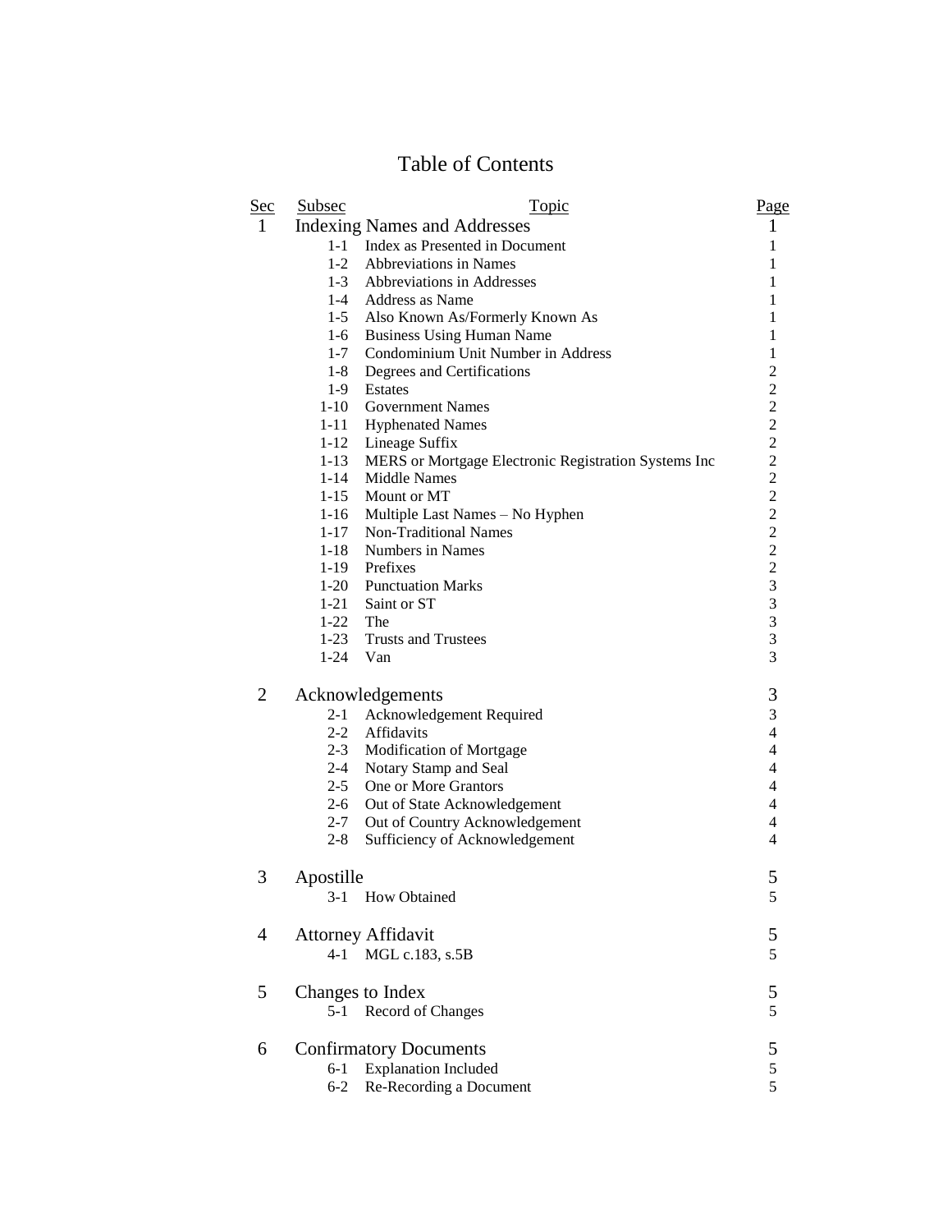# Table of Contents

| Sec | Subsec | Topic | Page |
|---|---|---|---|
| 1 | | Indexing Names and Addresses | 1 |
| | 1-1 | Index as Presented in Document | 1 |
| | 1-2 | Abbreviations in Names | 1 |
| | 1-3 | Abbreviations in Addresses | 1 |
| | 1-4 | Address as Name | 1 |
| | 1-5 | Also Known As/Formerly Known As | 1 |
| | 1-6 | Business Using Human Name | 1 |
| | 1-7 | Condominium Unit Number in Address | 1 |
| | 1-8 | Degrees and Certifications | 2 |
| | 1-9 | Estates | 2 |
| | 1-10 | Government Names | 2 |
| | 1-11 | Hyphenated Names | 2 |
| | 1-12 | Lineage Suffix | 2 |
| | 1-13 | MERS or Mortgage Electronic Registration Systems Inc | 2 |
| | 1-14 | Middle Names | 2 |
| | 1-15 | Mount or MT | 2 |
| | 1-16 | Multiple Last Names – No Hyphen | 2 |
| | 1-17 | Non-Traditional Names | 2 |
| | 1-18 | Numbers in Names | 2 |
| | 1-19 | Prefixes | 2 |
| | 1-20 | Punctuation Marks | 3 |
| | 1-21 | Saint or ST | 3 |
| | 1-22 | The | 3 |
| | 1-23 | Trusts and Trustees | 3 |
| | 1-24 | Van | 3 |
| 2 | | Acknowledgements | 3 |
| | 2-1 | Acknowledgement Required | 3 |
| | 2-2 | Affidavits | 4 |
| | 2-3 | Modification of Mortgage | 4 |
| | 2-4 | Notary Stamp and Seal | 4 |
| | 2-5 | One or More Grantors | 4 |
| | 2-6 | Out of State Acknowledgement | 4 |
| | 2-7 | Out of Country Acknowledgement | 4 |
| | 2-8 | Sufficiency of Acknowledgement | 4 |
| 3 | | Apostille | 5 |
| | 3-1 | How Obtained | 5 |
| 4 | | Attorney Affidavit | 5 |
| | 4-1 | MGL c.183, s.5B | 5 |
| 5 | | Changes to Index | 5 |
| | 5-1 | Record of Changes | 5 |
| 6 | | Confirmatory Documents | 5 |
| | 6-1 | Explanation Included | 5 |
| | 6-2 | Re-Recording a Document | 5 |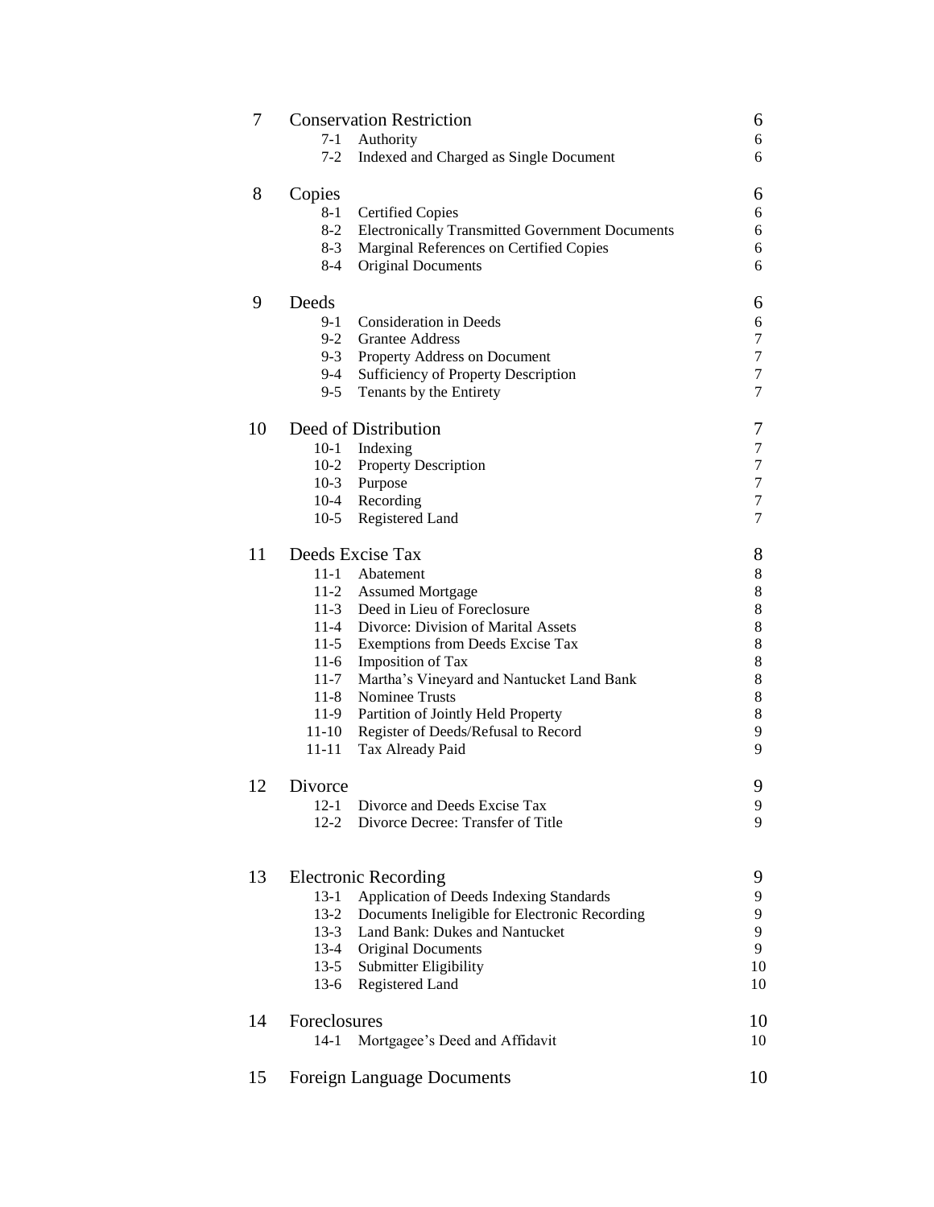| | | | |
|---|---|---|---|
| 7 | Conservation Restriction | | 6 |
| | 7-1 | Authority | 6 |
| | 7-2 | Indexed and Charged as Single Document | 6 |
| 8 | Copies | | 6 |
| | 8-1 | Certified Copies | 6 |
| | 8-2 | Electronically Transmitted Government Documents | 6 |
| | 8-3 | Marginal References on Certified Copies | 6 |
| | 8-4 | Original Documents | 6 |
| 9 | Deeds | | 6 |
| | 9-1 | Consideration in Deeds | 6 |
| | 9-2 | Grantee Address | 7 |
| | 9-3 | Property Address on Document | 7 |
| | 9-4 | Sufficiency of Property Description | 7 |
| | 9-5 | Tenants by the Entirety | 7 |
| 10 | Deed of Distribution | | 7 |
| | 10-1 | Indexing | 7 |
| | 10-2 | Property Description | 7 |
| | 10-3 | Purpose | 7 |
| | 10-4 | Recording | 7 |
| | 10-5 | Registered Land | 7 |
| 11 | Deeds Excise Tax | | 8 |
| | 11-1 | Abatement | 8 |
| | 11-2 | Assumed Mortgage | 8 |
| | 11-3 | Deed in Lieu of Foreclosure | 8 |
| | 11-4 | Divorce: Division of Marital Assets | 8 |
| | 11-5 | Exemptions from Deeds Excise Tax | 8 |
| | 11-6 | Imposition of Tax | 8 |
| | 11-7 | Martha's Vineyard and Nantucket Land Bank | 8 |
| | 11-8 | Nominee Trusts | 8 |
| | 11-9 | Partition of Jointly Held Property | 8 |
| | 11-10 | Register of Deeds/Refusal to Record | 9 |
| | 11-11 | Tax Already Paid | 9 |
| 12 | Divorce | | 9 |
| | 12-1 | Divorce and Deeds Excise Tax | 9 |
| | 12-2 | Divorce Decree: Transfer of Title | 9 |
| 13 | Electronic Recording | | 9 |
| | 13-1 | Application of Deeds Indexing Standards | 9 |
| | 13-2 | Documents Ineligible for Electronic Recording | 9 |
| | 13-3 | Land Bank: Dukes and Nantucket | 9 |
| | 13-4 | Original Documents | 9 |
| | 13-5 | Submitter Eligibility | 10 |
| | 13-6 | Registered Land | 10 |
| 14 | Foreclosures | | 10 |
| | 14-1 | Mortgagee's Deed and Affidavit | 10 |
| 15 | Foreign Language Documents | | 10 |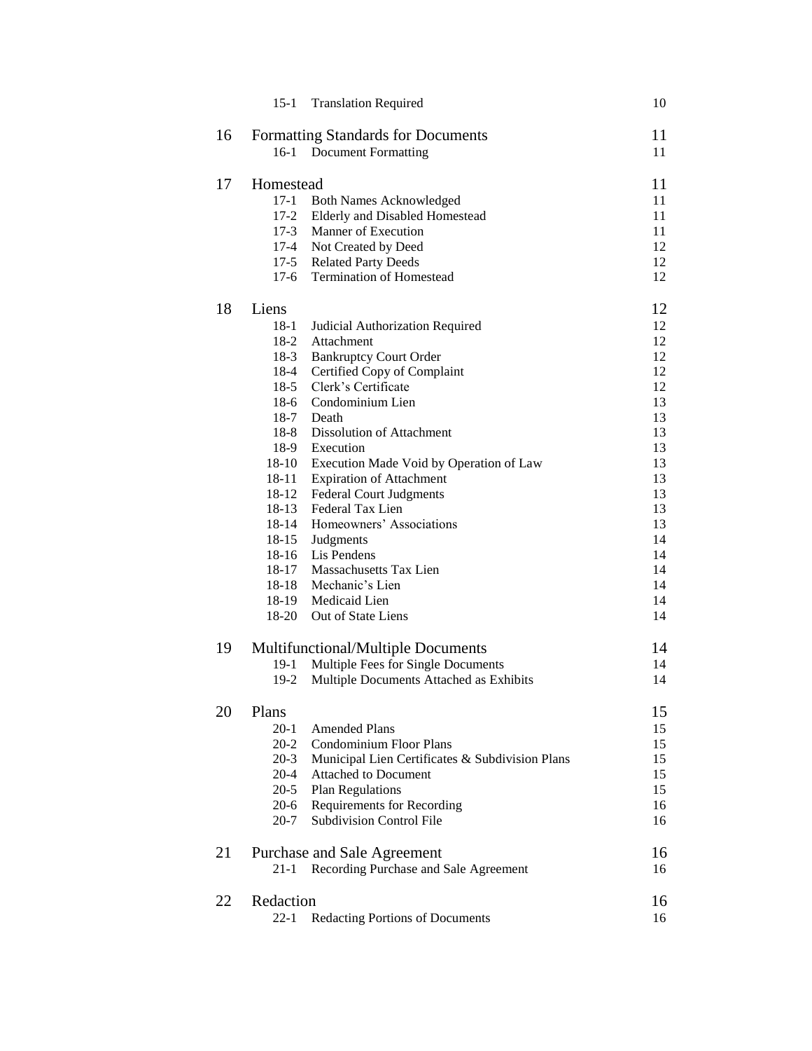| | | | |
|---|---|---|---|
| | 15-1 | Translation Required | 10 |
| 16 | Formatting Standards for Documents | | 11 |
| | 16-1 | Document Formatting | 11 |
| 17 | Homestead | | 11 |
| | 17-1 | Both Names Acknowledged | 11 |
| | 17-2 | Elderly and Disabled Homestead | 11 |
| | 17-3 | Manner of Execution | 11 |
| | 17-4 | Not Created by Deed | 12 |
| | 17-5 | Related Party Deeds | 12 |
| | 17-6 | Termination of Homestead | 12 |
| 18 | Liens | | 12 |
| | 18-1 | Judicial Authorization Required | 12 |
| | 18-2 | Attachment | 12 |
| | 18-3 | Bankruptcy Court Order | 12 |
| | 18-4 | Certified Copy of Complaint | 12 |
| | 18-5 | Clerk's Certificate | 12 |
| | 18-6 | Condominium Lien | 13 |
| | 18-7 | Death | 13 |
| | 18-8 | Dissolution of Attachment | 13 |
| | 18-9 | Execution | 13 |
| | 18-10 | Execution Made Void by Operation of Law | 13 |
| | 18-11 | Expiration of Attachment | 13 |
| | 18-12 | Federal Court Judgments | 13 |
| | 18-13 | Federal Tax Lien | 13 |
| | 18-14 | Homeowners' Associations | 13 |
| | 18-15 | Judgments | 14 |
| | 18-16 | Lis Pendens | 14 |
| | 18-17 | Massachusetts Tax Lien | 14 |
| | 18-18 | Mechanic's Lien | 14 |
| | 18-19 | Medicaid Lien | 14 |
| | 18-20 | Out of State Liens | 14 |
| 19 | Multifunctional/Multiple Documents | | 14 |
| | 19-1 | Multiple Fees for Single Documents | 14 |
| | 19-2 | Multiple Documents Attached as Exhibits | 14 |
| 20 | Plans | | 15 |
| | 20-1 | Amended Plans | 15 |
| | 20-2 | Condominium Floor Plans | 15 |
| | 20-3 | Municipal Lien Certificates & Subdivision Plans | 15 |
| | 20-4 | Attached to Document | 15 |
| | 20-5 | Plan Regulations | 15 |
| | 20-6 | Requirements for Recording | 16 |
| | 20-7 | Subdivision Control File | 16 |
| 21 | Purchase and Sale Agreement | | 16 |
| | 21-1 | Recording Purchase and Sale Agreement | 16 |
| 22 | Redaction | | 16 |
| | 22-1 | Redacting Portions of Documents | 16 |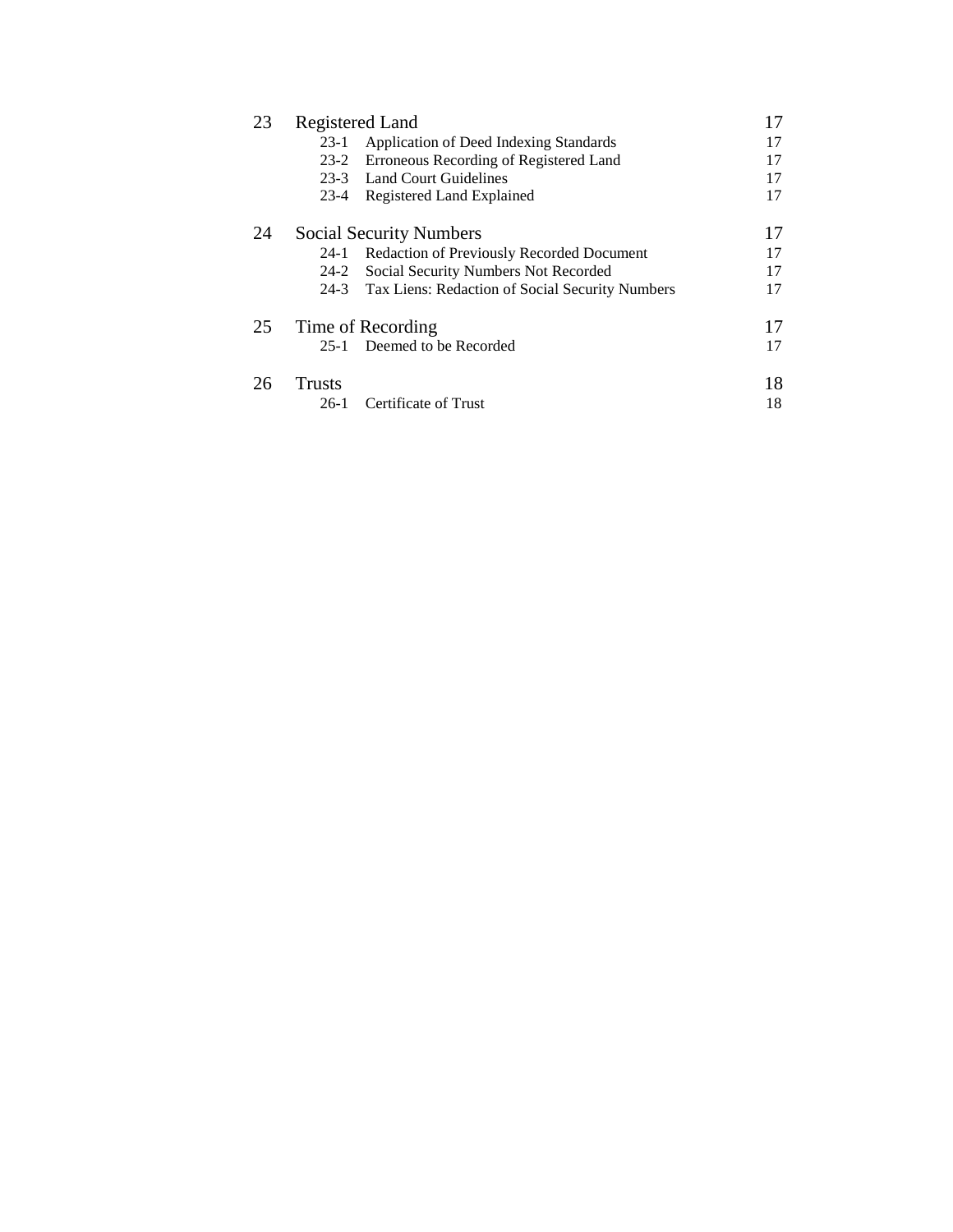| | | |
|---|---|---|
| 23 | Registered Land | 17 |
| | 23-1 Application of Deed Indexing Standards | 17 |
| | 23-2 Erroneous Recording of Registered Land | 17 |
| | 23-3 Land Court Guidelines | 17 |
| | 23-4 Registered Land Explained | 17 |
| 24 | Social Security Numbers | 17 |
| | 24-1 Redaction of Previously Recorded Document | 17 |
| | 24-2 Social Security Numbers Not Recorded | 17 |
| | 24-3 Tax Liens: Redaction of Social Security Numbers | 17 |
| 25 | Time of Recording | 17 |
| | 25-1 Deemed to be Recorded | 17 |
| 26 | Trusts | 18 |
| | 26-1 Certificate of Trust | 18 |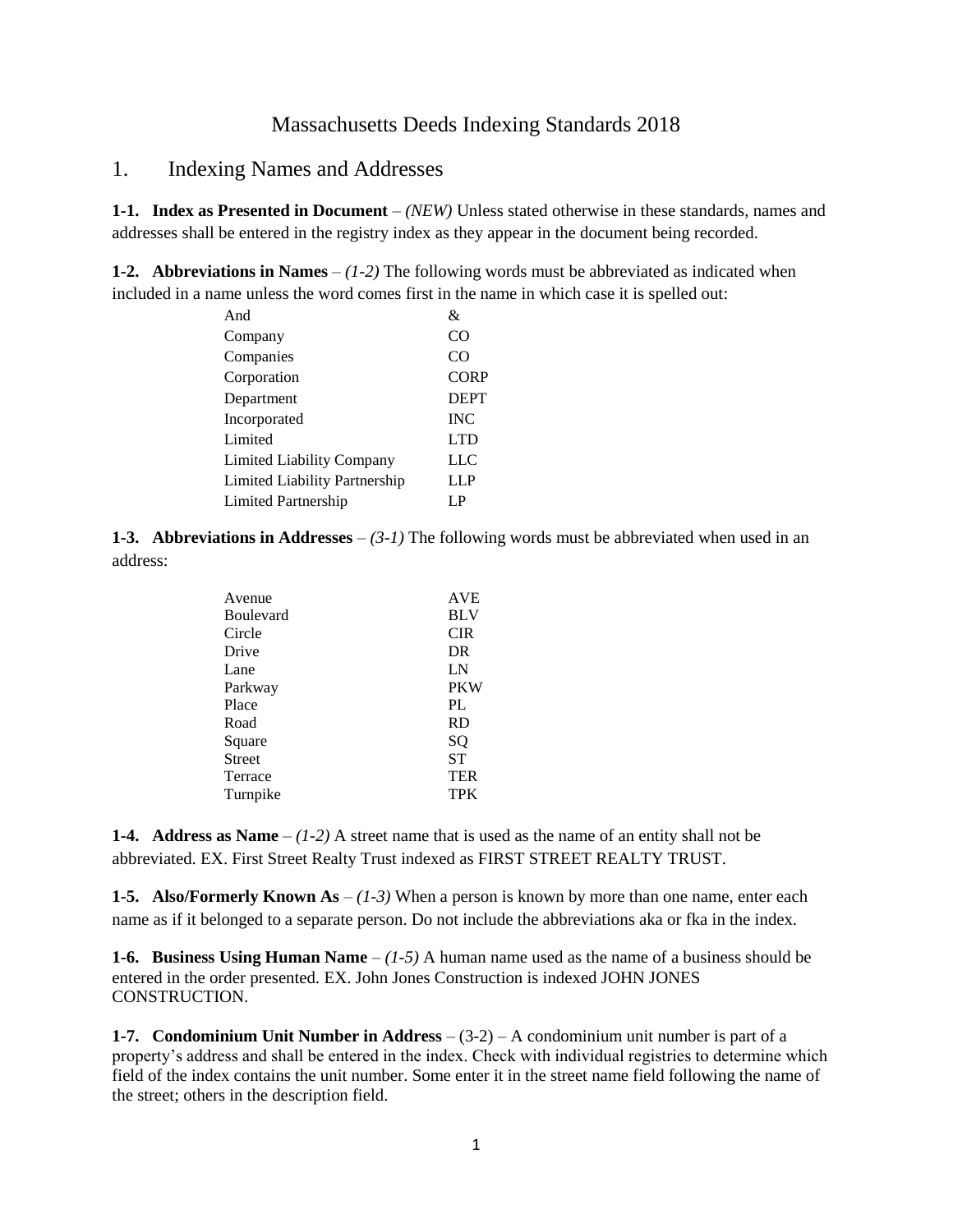# Massachusetts Deeds Indexing Standards 2018

## 1. Indexing Names and Addresses

**1-1. Index as Presented in Document** – *(NEW)* Unless stated otherwise in these standards, names and addresses shall be entered in the registry index as they appear in the document being recorded.

**1-2. Abbreviations in Names** – *(1-2)* The following words must be abbreviated as indicated when included in a name unless the word comes first in the name in which case it is spelled out:

| | |
|---|---|
| And | & |
| Company | CO |
| Companies | CO |
| Corporation | CORP |
| Department | DEPT |
| Incorporated | INC |
| Limited | LTD |
| Limited Liability Company | LLC |
| Limited Liability Partnership | LLP |
| Limited Partnership | LP |

**1-3. Abbreviations in Addresses** – *(3-1)* The following words must be abbreviated when used in an address:

| | |
|---|---|
| Avenue | AVE |
| Boulevard | BLV |
| Circle | CIR |
| Drive | DR |
| Lane | LN |
| Parkway | PKW |
| Place | PL |
| Road | RD |
| Square | SQ |
| Street | ST |
| Terrace | TER |
| Turnpike | TPK |

**1-4. Address as Name** – *(1-2)* A street name that is used as the name of an entity shall not be abbreviated. EX. First Street Realty Trust indexed as FIRST STREET REALTY TRUST.

**1-5. Also/Formerly Known As** – *(1-3)* When a person is known by more than one name, enter each name as if it belonged to a separate person. Do not include the abbreviations aka or fka in the index.

**1-6. Business Using Human Name** – *(1-5)* A human name used as the name of a business should be entered in the order presented. EX. John Jones Construction is indexed JOHN JONES CONSTRUCTION.

**1-7. Condominium Unit Number in Address** – (3-2) – A condominium unit number is part of a property's address and shall be entered in the index. Check with individual registries to determine which field of the index contains the unit number. Some enter it in the street name field following the name of the street; others in the description field.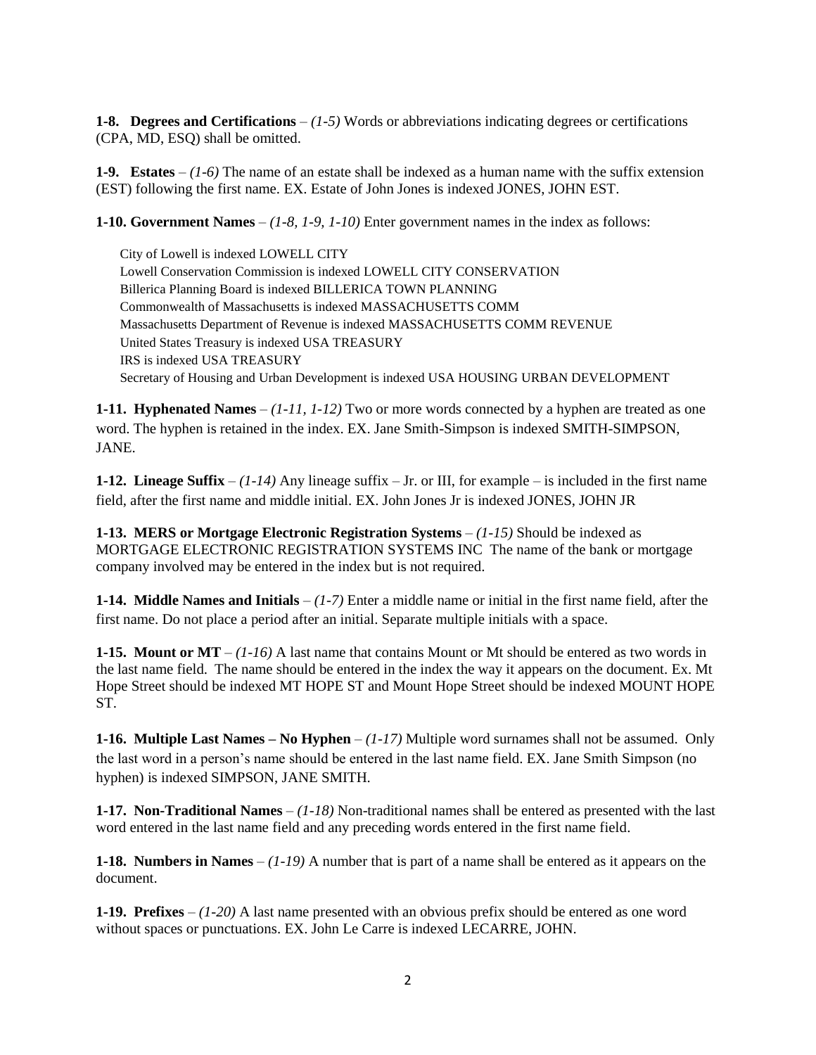**1-8. Degrees and Certifications** – *(1-5)* Words or abbreviations indicating degrees or certifications (CPA, MD, ESQ) shall be omitted.

**1-9. Estates** – *(1-6)* The name of an estate shall be indexed as a human name with the suffix extension (EST) following the first name. EX. Estate of John Jones is indexed JONES, JOHN EST.

**1-10. Government Names** – *(1-8, 1-9, 1-10)* Enter government names in the index as follows:

City of Lowell is indexed LOWELL CITY
Lowell Conservation Commission is indexed LOWELL CITY CONSERVATION
Billerica Planning Board is indexed BILLERICA TOWN PLANNING
Commonwealth of Massachusetts is indexed MASSACHUSETTS COMM
Massachusetts Department of Revenue is indexed MASSACHUSETTS COMM REVENUE
United States Treasury is indexed USA TREASURY
IRS is indexed USA TREASURY
Secretary of Housing and Urban Development is indexed USA HOUSING URBAN DEVELOPMENT

**1-11. Hyphenated Names** – *(1-11, 1-12)* Two or more words connected by a hyphen are treated as one word. The hyphen is retained in the index. EX. Jane Smith-Simpson is indexed SMITH-SIMPSON, JANE.

**1-12. Lineage Suffix** – *(1-14)* Any lineage suffix – Jr. or III, for example – is included in the first name field, after the first name and middle initial. EX. John Jones Jr is indexed JONES, JOHN JR

**1-13. MERS or Mortgage Electronic Registration Systems** – *(1-15)* Should be indexed as MORTGAGE ELECTRONIC REGISTRATION SYSTEMS INC The name of the bank or mortgage company involved may be entered in the index but is not required.

**1-14. Middle Names and Initials** – *(1-7)* Enter a middle name or initial in the first name field, after the first name. Do not place a period after an initial. Separate multiple initials with a space.

**1-15. Mount or MT** – *(1-16)* A last name that contains Mount or Mt should be entered as two words in the last name field. The name should be entered in the index the way it appears on the document. Ex. Mt Hope Street should be indexed MT HOPE ST and Mount Hope Street should be indexed MOUNT HOPE ST.

**1-16. Multiple Last Names – No Hyphen** – *(1-17)* Multiple word surnames shall not be assumed. Only the last word in a person's name should be entered in the last name field. EX. Jane Smith Simpson (no hyphen) is indexed SIMPSON, JANE SMITH.

**1-17. Non-Traditional Names** – *(1-18)* Non-traditional names shall be entered as presented with the last word entered in the last name field and any preceding words entered in the first name field.

**1-18. Numbers in Names** – *(1-19)* A number that is part of a name shall be entered as it appears on the document.

**1-19. Prefixes** – *(1-20)* A last name presented with an obvious prefix should be entered as one word without spaces or punctuations. EX. John Le Carre is indexed LECARRE, JOHN.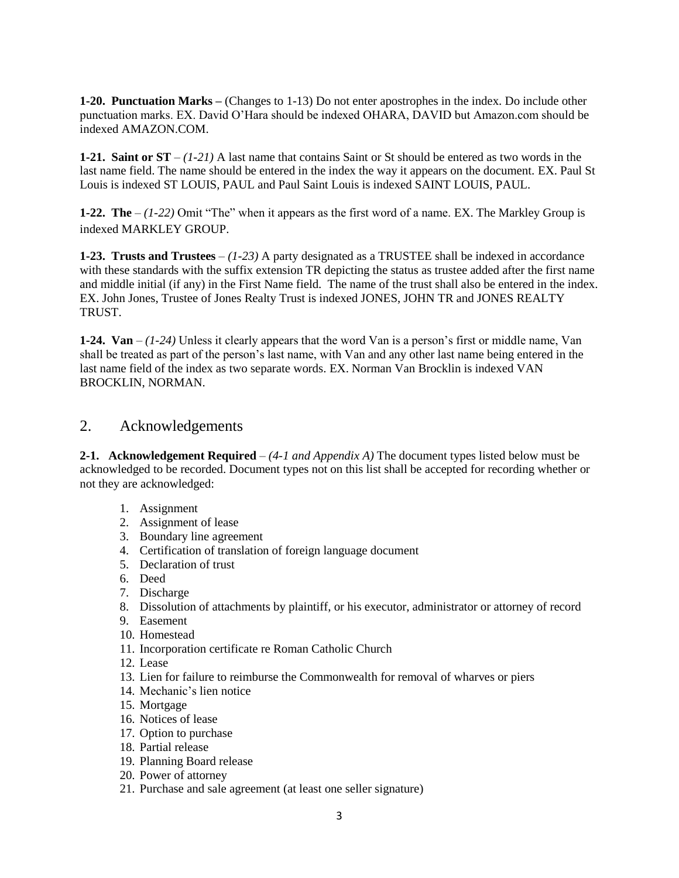**1-20. Punctuation Marks –** (Changes to 1-13) Do not enter apostrophes in the index. Do include other punctuation marks. EX. David O'Hara should be indexed OHARA, DAVID but Amazon.com should be indexed AMAZON.COM.

**1-21. Saint or ST** – *(1-21)* A last name that contains Saint or St should be entered as two words in the last name field. The name should be entered in the index the way it appears on the document. EX. Paul St Louis is indexed ST LOUIS, PAUL and Paul Saint Louis is indexed SAINT LOUIS, PAUL.

**1-22. The** – *(1-22)* Omit "The" when it appears as the first word of a name. EX. The Markley Group is indexed MARKLEY GROUP.

**1-23. Trusts and Trustees** – *(1-23)* A party designated as a TRUSTEE shall be indexed in accordance with these standards with the suffix extension TR depicting the status as trustee added after the first name and middle initial (if any) in the First Name field. The name of the trust shall also be entered in the index. EX. John Jones, Trustee of Jones Realty Trust is indexed JONES, JOHN TR and JONES REALTY TRUST.

**1-24. Van** – *(1-24)* Unless it clearly appears that the word Van is a person's first or middle name, Van shall be treated as part of the person's last name, with Van and any other last name being entered in the last name field of the index as two separate words. EX. Norman Van Brocklin is indexed VAN BROCKLIN, NORMAN.

## 2. Acknowledgements

**2-1. Acknowledgement Required** – *(4-1 and Appendix A)* The document types listed below must be acknowledged to be recorded. Document types not on this list shall be accepted for recording whether or not they are acknowledged:

1. Assignment
2. Assignment of lease
3. Boundary line agreement
4. Certification of translation of foreign language document
5. Declaration of trust
6. Deed
7. Discharge
8. Dissolution of attachments by plaintiff, or his executor, administrator or attorney of record
9. Easement
10. Homestead
11. Incorporation certificate re Roman Catholic Church
12. Lease
13. Lien for failure to reimburse the Commonwealth for removal of wharves or piers
14. Mechanic's lien notice
15. Mortgage
16. Notices of lease
17. Option to purchase
18. Partial release
19. Planning Board release
20. Power of attorney
21. Purchase and sale agreement (at least one seller signature)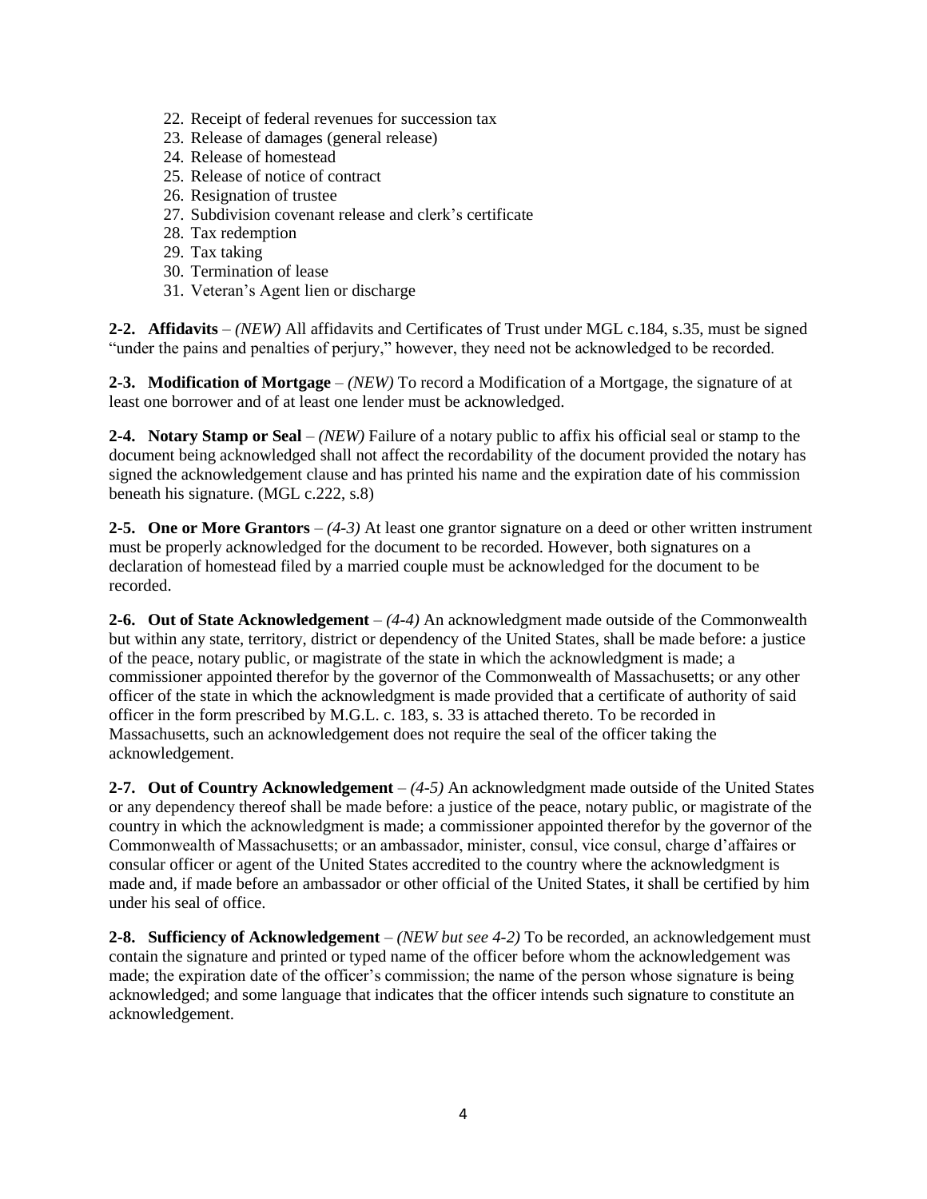22. Receipt of federal revenues for succession tax
23. Release of damages (general release)
24. Release of homestead
25. Release of notice of contract
26. Resignation of trustee
27. Subdivision covenant release and clerk's certificate
28. Tax redemption
29. Tax taking
30. Termination of lease
31. Veteran's Agent lien or discharge

**2-2. Affidavits** – *(NEW)* All affidavits and Certificates of Trust under MGL c.184, s.35, must be signed "under the pains and penalties of perjury," however, they need not be acknowledged to be recorded.

**2-3. Modification of Mortgage** – *(NEW)* To record a Modification of a Mortgage, the signature of at least one borrower and of at least one lender must be acknowledged.

**2-4. Notary Stamp or Seal** – *(NEW)* Failure of a notary public to affix his official seal or stamp to the document being acknowledged shall not affect the recordability of the document provided the notary has signed the acknowledgement clause and has printed his name and the expiration date of his commission beneath his signature. (MGL c.222, s.8)

**2-5. One or More Grantors** – *(4-3)* At least one grantor signature on a deed or other written instrument must be properly acknowledged for the document to be recorded. However, both signatures on a declaration of homestead filed by a married couple must be acknowledged for the document to be recorded.

**2-6. Out of State Acknowledgement** – *(4-4)* An acknowledgment made outside of the Commonwealth but within any state, territory, district or dependency of the United States, shall be made before: a justice of the peace, notary public, or magistrate of the state in which the acknowledgment is made; a commissioner appointed therefor by the governor of the Commonwealth of Massachusetts; or any other officer of the state in which the acknowledgment is made provided that a certificate of authority of said officer in the form prescribed by M.G.L. c. 183, s. 33 is attached thereto. To be recorded in Massachusetts, such an acknowledgement does not require the seal of the officer taking the acknowledgement.

**2-7. Out of Country Acknowledgement** – *(4-5)* An acknowledgment made outside of the United States or any dependency thereof shall be made before: a justice of the peace, notary public, or magistrate of the country in which the acknowledgment is made; a commissioner appointed therefor by the governor of the Commonwealth of Massachusetts; or an ambassador, minister, consul, vice consul, charge d'affaires or consular officer or agent of the United States accredited to the country where the acknowledgment is made and, if made before an ambassador or other official of the United States, it shall be certified by him under his seal of office.

**2-8. Sufficiency of Acknowledgement** – *(NEW but see 4-2)* To be recorded, an acknowledgement must contain the signature and printed or typed name of the officer before whom the acknowledgement was made; the expiration date of the officer's commission; the name of the person whose signature is being acknowledged; and some language that indicates that the officer intends such signature to constitute an acknowledgement.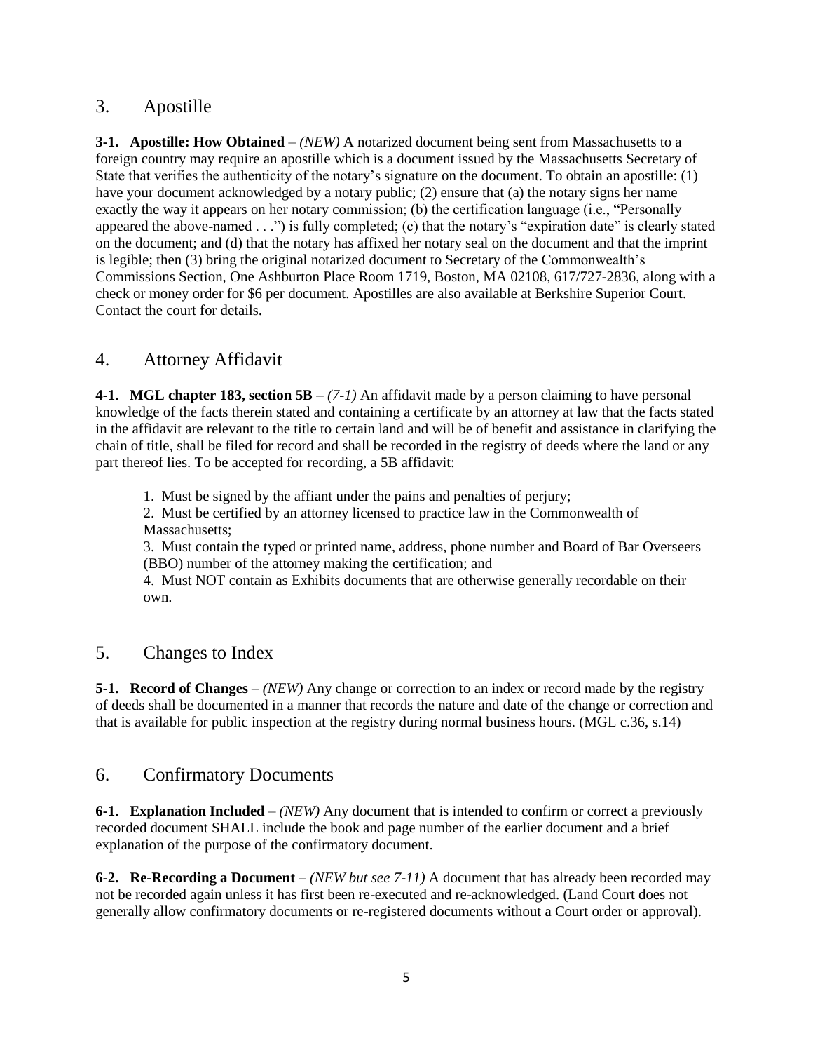## 3. Apostille

**3-1. Apostille: How Obtained** – *(NEW)* A notarized document being sent from Massachusetts to a foreign country may require an apostille which is a document issued by the Massachusetts Secretary of State that verifies the authenticity of the notary's signature on the document. To obtain an apostille: (1) have your document acknowledged by a notary public; (2) ensure that (a) the notary signs her name exactly the way it appears on her notary commission; (b) the certification language (i.e., "Personally appeared the above-named . . .") is fully completed; (c) that the notary's "expiration date" is clearly stated on the document; and (d) that the notary has affixed her notary seal on the document and that the imprint is legible; then (3) bring the original notarized document to Secretary of the Commonwealth's Commissions Section, One Ashburton Place Room 1719, Boston, MA 02108, 617/727-2836, along with a check or money order for $6 per document. Apostilles are also available at Berkshire Superior Court. Contact the court for details.

## 4. Attorney Affidavit

**4-1. MGL chapter 183, section 5B** – *(7-1)* An affidavit made by a person claiming to have personal knowledge of the facts therein stated and containing a certificate by an attorney at law that the facts stated in the affidavit are relevant to the title to certain land and will be of benefit and assistance in clarifying the chain of title, shall be filed for record and shall be recorded in the registry of deeds where the land or any part thereof lies. To be accepted for recording, a 5B affidavit:

1. Must be signed by the affiant under the pains and penalties of perjury;
2. Must be certified by an attorney licensed to practice law in the Commonwealth of Massachusetts;
3. Must contain the typed or printed name, address, phone number and Board of Bar Overseers (BBO) number of the attorney making the certification; and
4. Must NOT contain as Exhibits documents that are otherwise generally recordable on their own.

## 5. Changes to Index

**5-1. Record of Changes** – *(NEW)* Any change or correction to an index or record made by the registry of deeds shall be documented in a manner that records the nature and date of the change or correction and that is available for public inspection at the registry during normal business hours. (MGL c.36, s.14)

## 6. Confirmatory Documents

**6-1. Explanation Included** – *(NEW)* Any document that is intended to confirm or correct a previously recorded document SHALL include the book and page number of the earlier document and a brief explanation of the purpose of the confirmatory document.

**6-2. Re-Recording a Document** – *(NEW but see 7-11)* A document that has already been recorded may not be recorded again unless it has first been re-executed and re-acknowledged. (Land Court does not generally allow confirmatory documents or re-registered documents without a Court order or approval).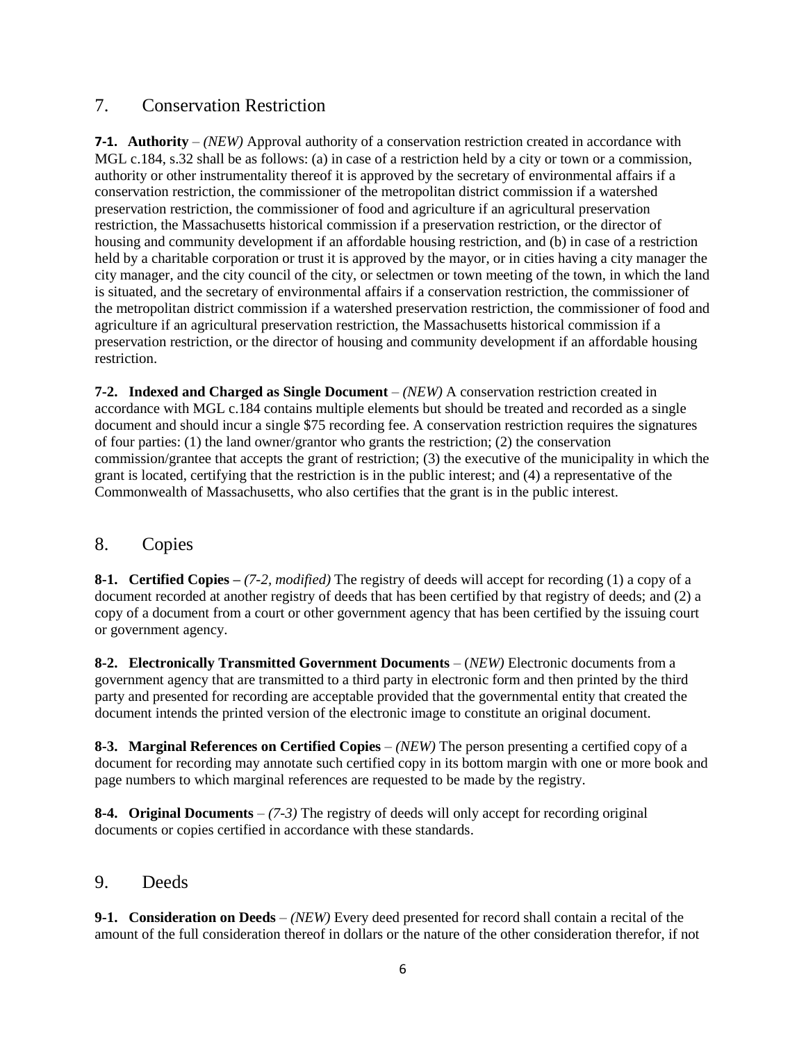## 7. Conservation Restriction

**7-1. Authority** – *(NEW)* Approval authority of a conservation restriction created in accordance with MGL c.184, s.32 shall be as follows: (a) in case of a restriction held by a city or town or a commission, authority or other instrumentality thereof it is approved by the secretary of environmental affairs if a conservation restriction, the commissioner of the metropolitan district commission if a watershed preservation restriction, the commissioner of food and agriculture if an agricultural preservation restriction, the Massachusetts historical commission if a preservation restriction, or the director of housing and community development if an affordable housing restriction, and (b) in case of a restriction held by a charitable corporation or trust it is approved by the mayor, or in cities having a city manager the city manager, and the city council of the city, or selectmen or town meeting of the town, in which the land is situated, and the secretary of environmental affairs if a conservation restriction, the commissioner of the metropolitan district commission if a watershed preservation restriction, the commissioner of food and agriculture if an agricultural preservation restriction, the Massachusetts historical commission if a preservation restriction, or the director of housing and community development if an affordable housing restriction.

**7-2. Indexed and Charged as Single Document** – *(NEW)* A conservation restriction created in accordance with MGL c.184 contains multiple elements but should be treated and recorded as a single document and should incur a single $75 recording fee. A conservation restriction requires the signatures of four parties: (1) the land owner/grantor who grants the restriction; (2) the conservation commission/grantee that accepts the grant of restriction; (3) the executive of the municipality in which the grant is located, certifying that the restriction is in the public interest; and (4) a representative of the Commonwealth of Massachusetts, who also certifies that the grant is in the public interest.

## 8. Copies

**8-1. Certified Copies –** *(7-2, modified)* The registry of deeds will accept for recording (1) a copy of a document recorded at another registry of deeds that has been certified by that registry of deeds; and (2) a copy of a document from a court or other government agency that has been certified by the issuing court or government agency.

**8-2. Electronically Transmitted Government Documents** – (*NEW)* Electronic documents from a government agency that are transmitted to a third party in electronic form and then printed by the third party and presented for recording are acceptable provided that the governmental entity that created the document intends the printed version of the electronic image to constitute an original document.

**8-3. Marginal References on Certified Copies** – *(NEW)* The person presenting a certified copy of a document for recording may annotate such certified copy in its bottom margin with one or more book and page numbers to which marginal references are requested to be made by the registry.

**8-4. Original Documents** – *(7-3)* The registry of deeds will only accept for recording original documents or copies certified in accordance with these standards.

## 9. Deeds

**9-1. Consideration on Deeds** – *(NEW)* Every deed presented for record shall contain a recital of the amount of the full consideration thereof in dollars or the nature of the other consideration therefor, if not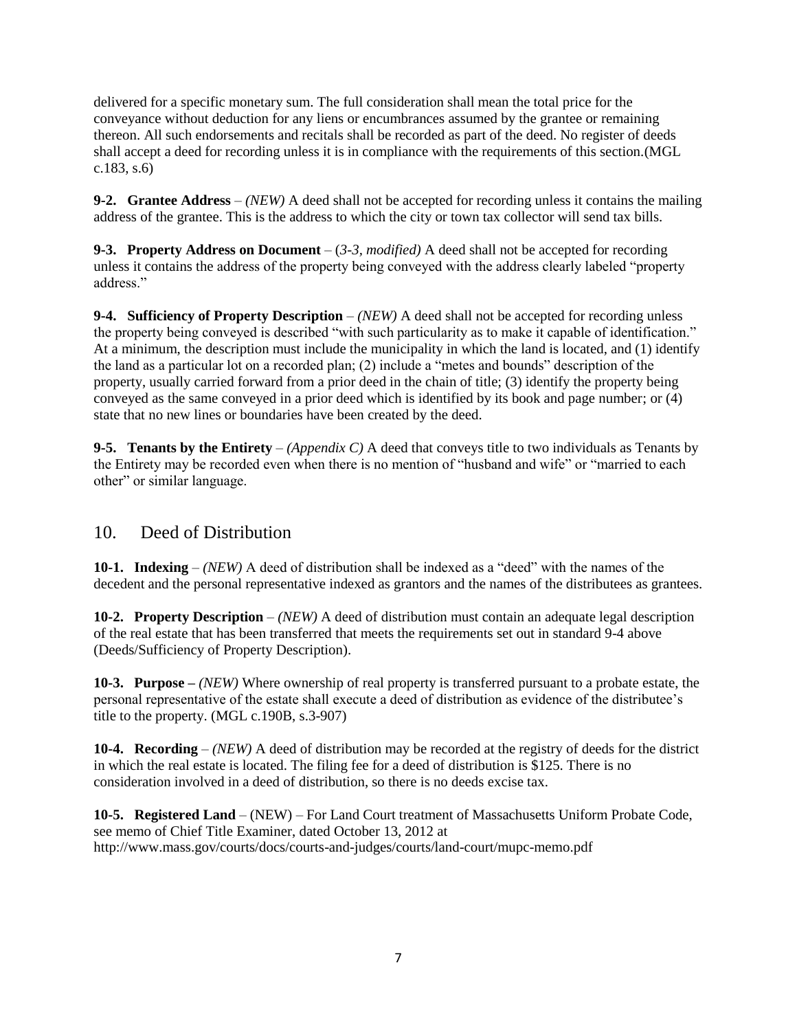delivered for a specific monetary sum. The full consideration shall mean the total price for the conveyance without deduction for any liens or encumbrances assumed by the grantee or remaining thereon. All such endorsements and recitals shall be recorded as part of the deed. No register of deeds shall accept a deed for recording unless it is in compliance with the requirements of this section.(MGL c.183, s.6)

**9-2. Grantee Address** – *(NEW)* A deed shall not be accepted for recording unless it contains the mailing address of the grantee. This is the address to which the city or town tax collector will send tax bills.

**9-3. Property Address on Document** – (*3-3, modified)* A deed shall not be accepted for recording unless it contains the address of the property being conveyed with the address clearly labeled "property address."

**9-4. Sufficiency of Property Description** – *(NEW)* A deed shall not be accepted for recording unless the property being conveyed is described "with such particularity as to make it capable of identification." At a minimum, the description must include the municipality in which the land is located, and (1) identify the land as a particular lot on a recorded plan; (2) include a "metes and bounds" description of the property, usually carried forward from a prior deed in the chain of title; (3) identify the property being conveyed as the same conveyed in a prior deed which is identified by its book and page number; or (4) state that no new lines or boundaries have been created by the deed.

**9-5. Tenants by the Entirety** – *(Appendix C)* A deed that conveys title to two individuals as Tenants by the Entirety may be recorded even when there is no mention of "husband and wife" or "married to each other" or similar language.

## 10. Deed of Distribution

**10-1. Indexing** – *(NEW)* A deed of distribution shall be indexed as a "deed" with the names of the decedent and the personal representative indexed as grantors and the names of the distributees as grantees.

**10-2. Property Description** – *(NEW)* A deed of distribution must contain an adequate legal description of the real estate that has been transferred that meets the requirements set out in standard 9-4 above (Deeds/Sufficiency of Property Description).

**10-3. Purpose –** *(NEW)* Where ownership of real property is transferred pursuant to a probate estate, the personal representative of the estate shall execute a deed of distribution as evidence of the distributee's title to the property. (MGL c.190B, s.3-907)

**10-4. Recording** – *(NEW)* A deed of distribution may be recorded at the registry of deeds for the district in which the real estate is located. The filing fee for a deed of distribution is $125. There is no consideration involved in a deed of distribution, so there is no deeds excise tax.

**10-5. Registered Land** – (NEW) – For Land Court treatment of Massachusetts Uniform Probate Code, see memo of Chief Title Examiner, dated October 13, 2012 at http://www.mass.gov/courts/docs/courts-and-judges/courts/land-court/mupc-memo.pdf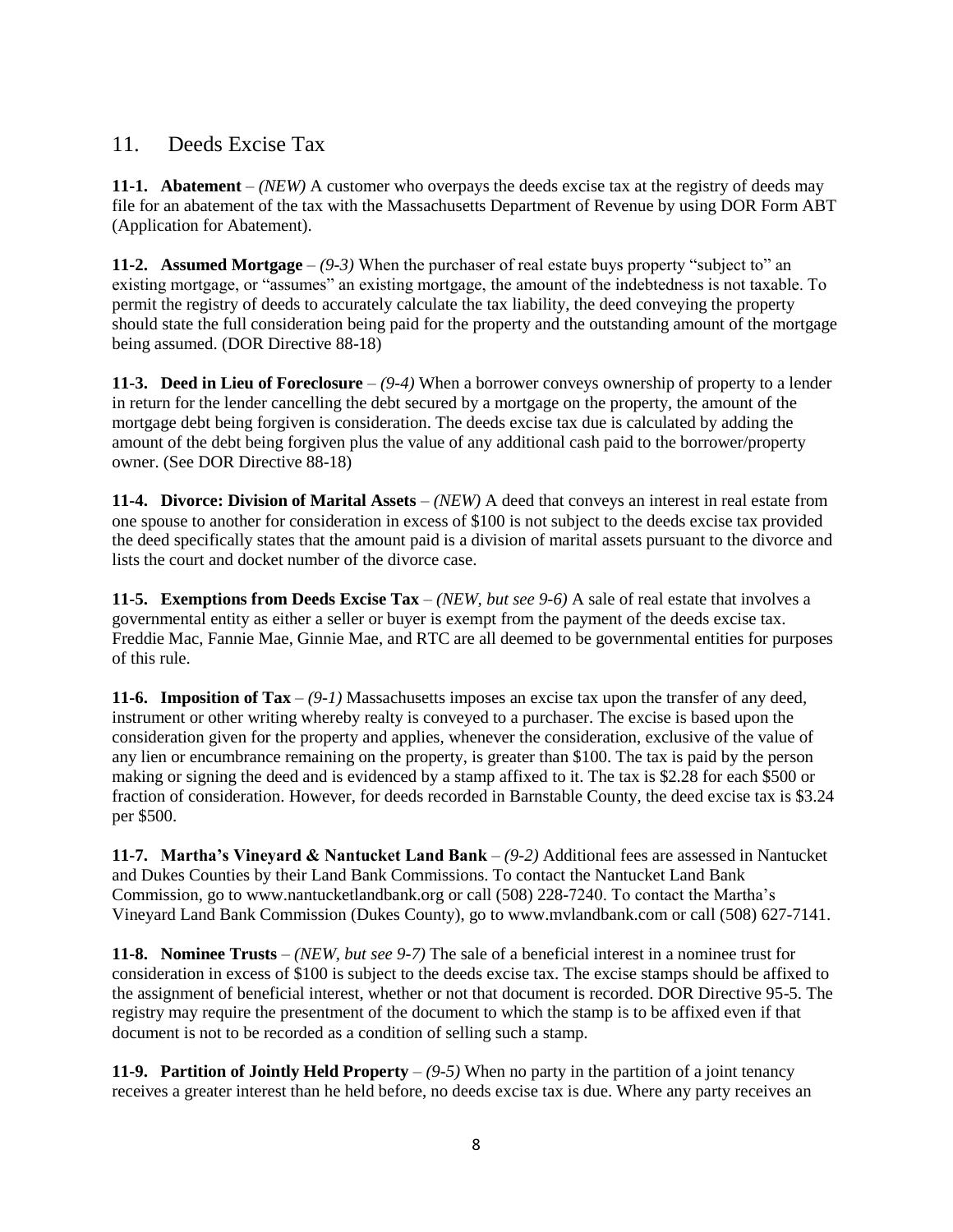## 11. Deeds Excise Tax

**11-1. Abatement** – *(NEW)* A customer who overpays the deeds excise tax at the registry of deeds may file for an abatement of the tax with the Massachusetts Department of Revenue by using DOR Form ABT (Application for Abatement).

**11-2. Assumed Mortgage** – *(9-3)* When the purchaser of real estate buys property "subject to" an existing mortgage, or "assumes" an existing mortgage, the amount of the indebtedness is not taxable. To permit the registry of deeds to accurately calculate the tax liability, the deed conveying the property should state the full consideration being paid for the property and the outstanding amount of the mortgage being assumed. (DOR Directive 88-18)

**11-3. Deed in Lieu of Foreclosure** – *(9-4)* When a borrower conveys ownership of property to a lender in return for the lender cancelling the debt secured by a mortgage on the property, the amount of the mortgage debt being forgiven is consideration. The deeds excise tax due is calculated by adding the amount of the debt being forgiven plus the value of any additional cash paid to the borrower/property owner. (See DOR Directive 88-18)

**11-4. Divorce: Division of Marital Assets** – *(NEW)* A deed that conveys an interest in real estate from one spouse to another for consideration in excess of $100 is not subject to the deeds excise tax provided the deed specifically states that the amount paid is a division of marital assets pursuant to the divorce and lists the court and docket number of the divorce case.

**11-5. Exemptions from Deeds Excise Tax** – *(NEW, but see 9-6)* A sale of real estate that involves a governmental entity as either a seller or buyer is exempt from the payment of the deeds excise tax. Freddie Mac, Fannie Mae, Ginnie Mae, and RTC are all deemed to be governmental entities for purposes of this rule.

**11-6. Imposition of Tax** – *(9-1)* Massachusetts imposes an excise tax upon the transfer of any deed, instrument or other writing whereby realty is conveyed to a purchaser. The excise is based upon the consideration given for the property and applies, whenever the consideration, exclusive of the value of any lien or encumbrance remaining on the property, is greater than $100. The tax is paid by the person making or signing the deed and is evidenced by a stamp affixed to it. The tax is $2.28 for each $500 or fraction of consideration. However, for deeds recorded in Barnstable County, the deed excise tax is $3.24 per $500.

**11-7. Martha's Vineyard & Nantucket Land Bank** – *(9-2)* Additional fees are assessed in Nantucket and Dukes Counties by their Land Bank Commissions. To contact the Nantucket Land Bank Commission, go to www.nantucketlandbank.org or call (508) 228-7240. To contact the Martha's Vineyard Land Bank Commission (Dukes County), go to www.mvlandbank.com or call (508) 627-7141.

**11-8. Nominee Trusts** – *(NEW, but see 9-7)* The sale of a beneficial interest in a nominee trust for consideration in excess of $100 is subject to the deeds excise tax. The excise stamps should be affixed to the assignment of beneficial interest, whether or not that document is recorded. DOR Directive 95-5. The registry may require the presentment of the document to which the stamp is to be affixed even if that document is not to be recorded as a condition of selling such a stamp.

**11-9. Partition of Jointly Held Property** – *(9-5)* When no party in the partition of a joint tenancy receives a greater interest than he held before, no deeds excise tax is due. Where any party receives an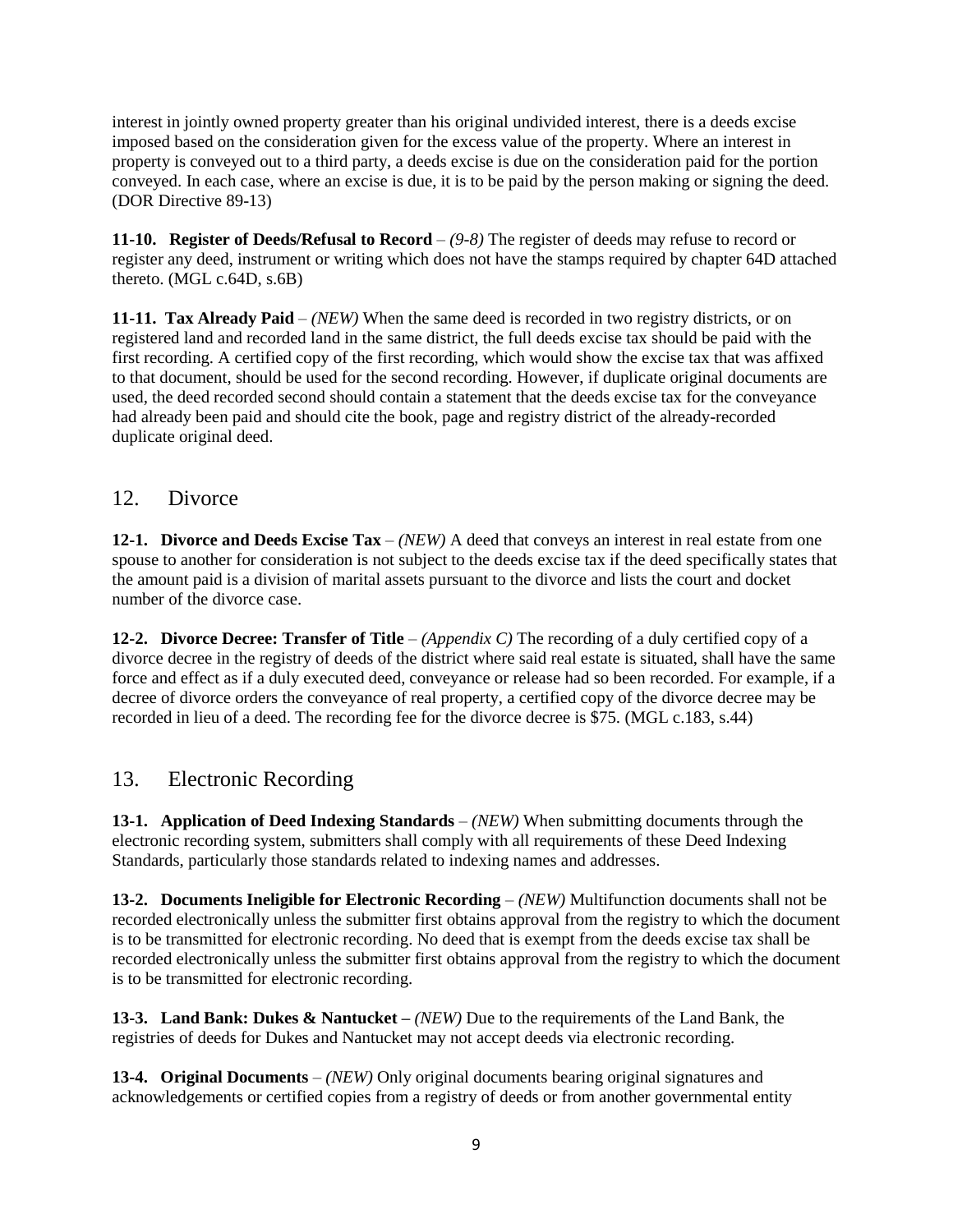interest in jointly owned property greater than his original undivided interest, there is a deeds excise imposed based on the consideration given for the excess value of the property. Where an interest in property is conveyed out to a third party, a deeds excise is due on the consideration paid for the portion conveyed. In each case, where an excise is due, it is to be paid by the person making or signing the deed. (DOR Directive 89-13)

**11-10. Register of Deeds/Refusal to Record** – *(9-8)* The register of deeds may refuse to record or register any deed, instrument or writing which does not have the stamps required by chapter 64D attached thereto. (MGL c.64D, s.6B)

**11-11. Tax Already Paid** – *(NEW)* When the same deed is recorded in two registry districts, or on registered land and recorded land in the same district, the full deeds excise tax should be paid with the first recording. A certified copy of the first recording, which would show the excise tax that was affixed to that document, should be used for the second recording. However, if duplicate original documents are used, the deed recorded second should contain a statement that the deeds excise tax for the conveyance had already been paid and should cite the book, page and registry district of the already-recorded duplicate original deed.

## 12. Divorce

**12-1. Divorce and Deeds Excise Tax** – *(NEW)* A deed that conveys an interest in real estate from one spouse to another for consideration is not subject to the deeds excise tax if the deed specifically states that the amount paid is a division of marital assets pursuant to the divorce and lists the court and docket number of the divorce case.

**12-2. Divorce Decree: Transfer of Title** – *(Appendix C)* The recording of a duly certified copy of a divorce decree in the registry of deeds of the district where said real estate is situated, shall have the same force and effect as if a duly executed deed, conveyance or release had so been recorded. For example, if a decree of divorce orders the conveyance of real property, a certified copy of the divorce decree may be recorded in lieu of a deed. The recording fee for the divorce decree is $75. (MGL c.183, s.44)

## 13. Electronic Recording

**13-1. Application of Deed Indexing Standards** – *(NEW)* When submitting documents through the electronic recording system, submitters shall comply with all requirements of these Deed Indexing Standards, particularly those standards related to indexing names and addresses.

**13-2. Documents Ineligible for Electronic Recording** – *(NEW)* Multifunction documents shall not be recorded electronically unless the submitter first obtains approval from the registry to which the document is to be transmitted for electronic recording. No deed that is exempt from the deeds excise tax shall be recorded electronically unless the submitter first obtains approval from the registry to which the document is to be transmitted for electronic recording.

**13-3. Land Bank: Dukes & Nantucket –** *(NEW)* Due to the requirements of the Land Bank, the registries of deeds for Dukes and Nantucket may not accept deeds via electronic recording.

**13-4. Original Documents** – *(NEW)* Only original documents bearing original signatures and acknowledgements or certified copies from a registry of deeds or from another governmental entity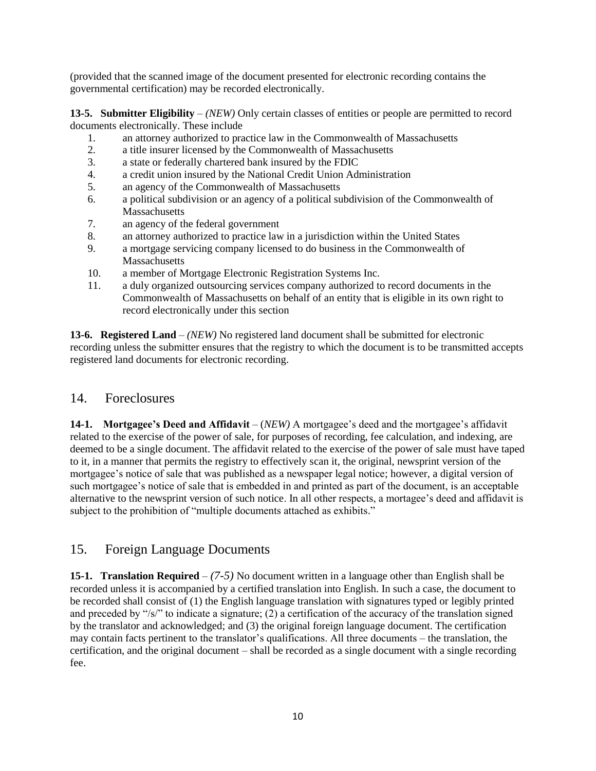(provided that the scanned image of the document presented for electronic recording contains the governmental certification) may be recorded electronically.

**13-5. Submitter Eligibility** – *(NEW)* Only certain classes of entities or people are permitted to record documents electronically. These include

1. an attorney authorized to practice law in the Commonwealth of Massachusetts
2. a title insurer licensed by the Commonwealth of Massachusetts
3. a state or federally chartered bank insured by the FDIC
4. a credit union insured by the National Credit Union Administration
5. an agency of the Commonwealth of Massachusetts
6. a political subdivision or an agency of a political subdivision of the Commonwealth of Massachusetts
7. an agency of the federal government
8. an attorney authorized to practice law in a jurisdiction within the United States
9. a mortgage servicing company licensed to do business in the Commonwealth of Massachusetts
10. a member of Mortgage Electronic Registration Systems Inc.
11. a duly organized outsourcing services company authorized to record documents in the Commonwealth of Massachusetts on behalf of an entity that is eligible in its own right to record electronically under this section

**13-6. Registered Land** – *(NEW)* No registered land document shall be submitted for electronic recording unless the submitter ensures that the registry to which the document is to be transmitted accepts registered land documents for electronic recording.

## 14. Foreclosures

**14-1. Mortgagee's Deed and Affidavit** – (*NEW)* A mortgagee's deed and the mortgagee's affidavit related to the exercise of the power of sale, for purposes of recording, fee calculation, and indexing, are deemed to be a single document. The affidavit related to the exercise of the power of sale must have taped to it, in a manner that permits the registry to effectively scan it, the original, newsprint version of the mortgagee's notice of sale that was published as a newspaper legal notice; however, a digital version of such mortgagee's notice of sale that is embedded in and printed as part of the document, is an acceptable alternative to the newsprint version of such notice. In all other respects, a mortagee's deed and affidavit is subject to the prohibition of "multiple documents attached as exhibits."

## 15. Foreign Language Documents

**15-1. Translation Required** – *(7-5)* No document written in a language other than English shall be recorded unless it is accompanied by a certified translation into English. In such a case, the document to be recorded shall consist of (1) the English language translation with signatures typed or legibly printed and preceded by "/s/" to indicate a signature; (2) a certification of the accuracy of the translation signed by the translator and acknowledged; and (3) the original foreign language document. The certification may contain facts pertinent to the translator's qualifications. All three documents – the translation, the certification, and the original document – shall be recorded as a single document with a single recording fee.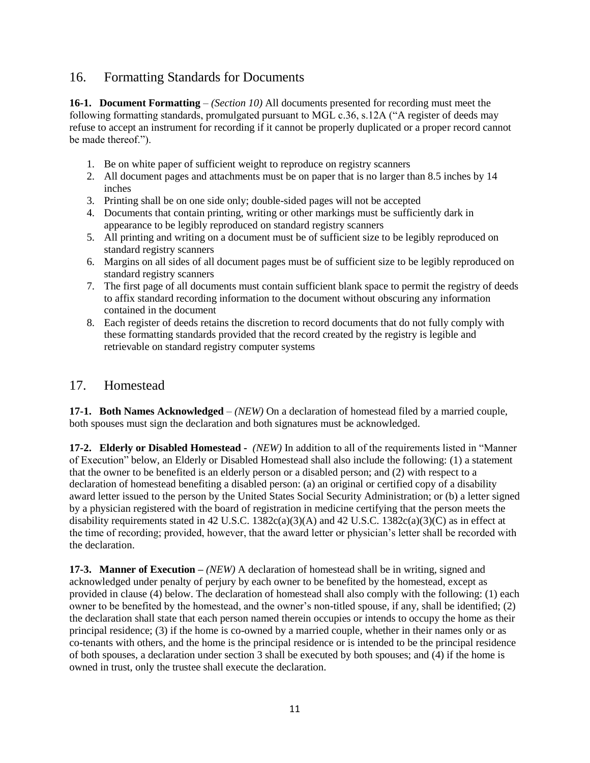## 16. Formatting Standards for Documents

**16-1. Document Formatting** – *(Section 10)* All documents presented for recording must meet the following formatting standards, promulgated pursuant to MGL c.36, s.12A ("A register of deeds may refuse to accept an instrument for recording if it cannot be properly duplicated or a proper record cannot be made thereof.").

1. Be on white paper of sufficient weight to reproduce on registry scanners
2. All document pages and attachments must be on paper that is no larger than 8.5 inches by 14 inches
3. Printing shall be on one side only; double-sided pages will not be accepted
4. Documents that contain printing, writing or other markings must be sufficiently dark in appearance to be legibly reproduced on standard registry scanners
5. All printing and writing on a document must be of sufficient size to be legibly reproduced on standard registry scanners
6. Margins on all sides of all document pages must be of sufficient size to be legibly reproduced on standard registry scanners
7. The first page of all documents must contain sufficient blank space to permit the registry of deeds to affix standard recording information to the document without obscuring any information contained in the document
8. Each register of deeds retains the discretion to record documents that do not fully comply with these formatting standards provided that the record created by the registry is legible and retrievable on standard registry computer systems

## 17. Homestead

**17-1. Both Names Acknowledged** – *(NEW)* On a declaration of homestead filed by a married couple, both spouses must sign the declaration and both signatures must be acknowledged.

**17-2. Elderly or Disabled Homestead -** *(NEW)* In addition to all of the requirements listed in "Manner of Execution" below, an Elderly or Disabled Homestead shall also include the following: (1) a statement that the owner to be benefited is an elderly person or a disabled person; and (2) with respect to a declaration of homestead benefiting a disabled person: (a) an original or certified copy of a disability award letter issued to the person by the United States Social Security Administration; or (b) a letter signed by a physician registered with the board of registration in medicine certifying that the person meets the disability requirements stated in 42 U.S.C. 1382c(a)(3)(A) and 42 U.S.C. 1382c(a)(3)(C) as in effect at the time of recording; provided, however, that the award letter or physician's letter shall be recorded with the declaration.

**17-3. Manner of Execution –** *(NEW)* A declaration of homestead shall be in writing, signed and acknowledged under penalty of perjury by each owner to be benefited by the homestead, except as provided in clause (4) below. The declaration of homestead shall also comply with the following: (1) each owner to be benefited by the homestead, and the owner's non-titled spouse, if any, shall be identified; (2) the declaration shall state that each person named therein occupies or intends to occupy the home as their principal residence; (3) if the home is co-owned by a married couple, whether in their names only or as co-tenants with others, and the home is the principal residence or is intended to be the principal residence of both spouses, a declaration under section 3 shall be executed by both spouses; and (4) if the home is owned in trust, only the trustee shall execute the declaration.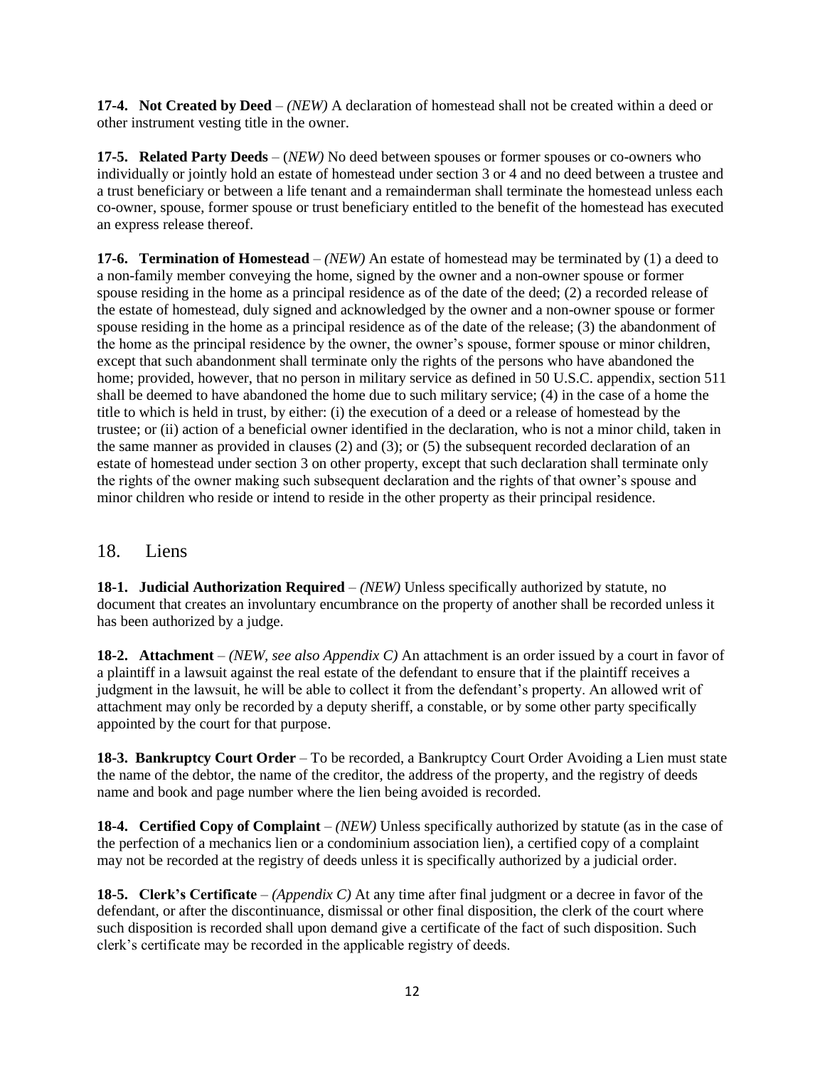**17-4. Not Created by Deed** – *(NEW)* A declaration of homestead shall not be created within a deed or other instrument vesting title in the owner.

**17-5. Related Party Deeds** – (*NEW)* No deed between spouses or former spouses or co-owners who individually or jointly hold an estate of homestead under section 3 or 4 and no deed between a trustee and a trust beneficiary or between a life tenant and a remainderman shall terminate the homestead unless each co-owner, spouse, former spouse or trust beneficiary entitled to the benefit of the homestead has executed an express release thereof.

**17-6. Termination of Homestead** – *(NEW)* An estate of homestead may be terminated by (1) a deed to a non-family member conveying the home, signed by the owner and a non-owner spouse or former spouse residing in the home as a principal residence as of the date of the deed; (2) a recorded release of the estate of homestead, duly signed and acknowledged by the owner and a non-owner spouse or former spouse residing in the home as a principal residence as of the date of the release; (3) the abandonment of the home as the principal residence by the owner, the owner's spouse, former spouse or minor children, except that such abandonment shall terminate only the rights of the persons who have abandoned the home; provided, however, that no person in military service as defined in 50 U.S.C. appendix, section 511 shall be deemed to have abandoned the home due to such military service; (4) in the case of a home the title to which is held in trust, by either: (i) the execution of a deed or a release of homestead by the trustee; or (ii) action of a beneficial owner identified in the declaration, who is not a minor child, taken in the same manner as provided in clauses (2) and (3); or (5) the subsequent recorded declaration of an estate of homestead under section 3 on other property, except that such declaration shall terminate only the rights of the owner making such subsequent declaration and the rights of that owner's spouse and minor children who reside or intend to reside in the other property as their principal residence.

## 18. Liens

**18-1. Judicial Authorization Required** – *(NEW)* Unless specifically authorized by statute, no document that creates an involuntary encumbrance on the property of another shall be recorded unless it has been authorized by a judge.

**18-2. Attachment** – *(NEW, see also Appendix C)* An attachment is an order issued by a court in favor of a plaintiff in a lawsuit against the real estate of the defendant to ensure that if the plaintiff receives a judgment in the lawsuit, he will be able to collect it from the defendant's property. An allowed writ of attachment may only be recorded by a deputy sheriff, a constable, or by some other party specifically appointed by the court for that purpose.

**18-3. Bankruptcy Court Order** – To be recorded, a Bankruptcy Court Order Avoiding a Lien must state the name of the debtor, the name of the creditor, the address of the property, and the registry of deeds name and book and page number where the lien being avoided is recorded.

**18-4. Certified Copy of Complaint** – *(NEW)* Unless specifically authorized by statute (as in the case of the perfection of a mechanics lien or a condominium association lien), a certified copy of a complaint may not be recorded at the registry of deeds unless it is specifically authorized by a judicial order.

**18-5. Clerk's Certificate** – *(Appendix C)* At any time after final judgment or a decree in favor of the defendant, or after the discontinuance, dismissal or other final disposition, the clerk of the court where such disposition is recorded shall upon demand give a certificate of the fact of such disposition. Such clerk's certificate may be recorded in the applicable registry of deeds.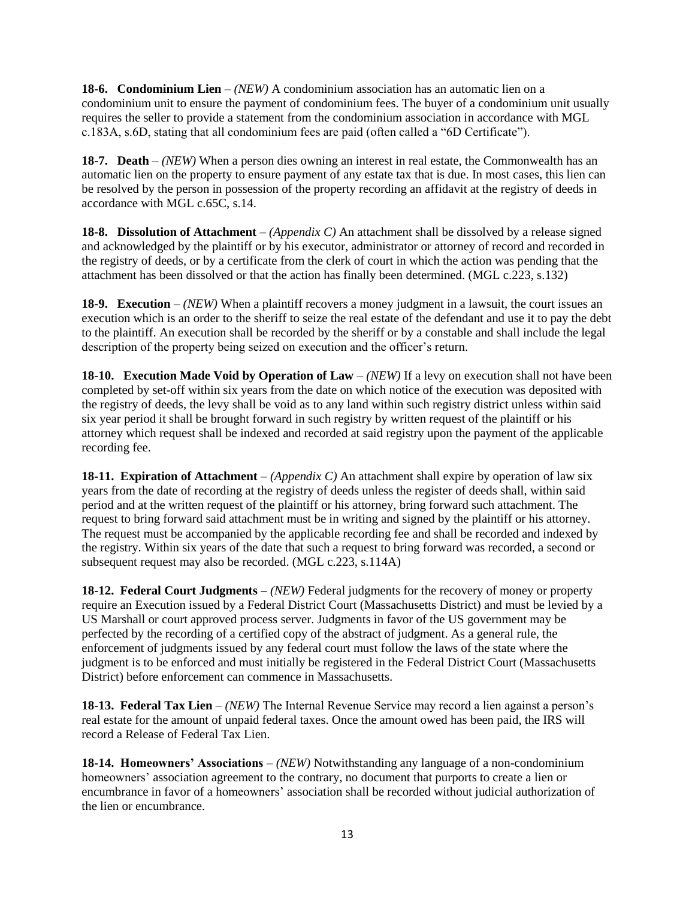**18-6. Condominium Lien** – *(NEW)* A condominium association has an automatic lien on a condominium unit to ensure the payment of condominium fees. The buyer of a condominium unit usually requires the seller to provide a statement from the condominium association in accordance with MGL c.183A, s.6D, stating that all condominium fees are paid (often called a "6D Certificate").

**18-7. Death** – *(NEW)* When a person dies owning an interest in real estate, the Commonwealth has an automatic lien on the property to ensure payment of any estate tax that is due. In most cases, this lien can be resolved by the person in possession of the property recording an affidavit at the registry of deeds in accordance with MGL c.65C, s.14.

**18-8. Dissolution of Attachment** – *(Appendix C)* An attachment shall be dissolved by a release signed and acknowledged by the plaintiff or by his executor, administrator or attorney of record and recorded in the registry of deeds, or by a certificate from the clerk of court in which the action was pending that the attachment has been dissolved or that the action has finally been determined. (MGL c.223, s.132)

**18-9. Execution** – *(NEW)* When a plaintiff recovers a money judgment in a lawsuit, the court issues an execution which is an order to the sheriff to seize the real estate of the defendant and use it to pay the debt to the plaintiff. An execution shall be recorded by the sheriff or by a constable and shall include the legal description of the property being seized on execution and the officer's return.

**18-10. Execution Made Void by Operation of Law** – *(NEW)* If a levy on execution shall not have been completed by set-off within six years from the date on which notice of the execution was deposited with the registry of deeds, the levy shall be void as to any land within such registry district unless within said six year period it shall be brought forward in such registry by written request of the plaintiff or his attorney which request shall be indexed and recorded at said registry upon the payment of the applicable recording fee.

**18-11. Expiration of Attachment** – *(Appendix C)* An attachment shall expire by operation of law six years from the date of recording at the registry of deeds unless the register of deeds shall, within said period and at the written request of the plaintiff or his attorney, bring forward such attachment. The request to bring forward said attachment must be in writing and signed by the plaintiff or his attorney. The request must be accompanied by the applicable recording fee and shall be recorded and indexed by the registry. Within six years of the date that such a request to bring forward was recorded, a second or subsequent request may also be recorded. (MGL c.223, s.114A)

**18-12. Federal Court Judgments –** *(NEW)* Federal judgments for the recovery of money or property require an Execution issued by a Federal District Court (Massachusetts District) and must be levied by a US Marshall or court approved process server. Judgments in favor of the US government may be perfected by the recording of a certified copy of the abstract of judgment. As a general rule, the enforcement of judgments issued by any federal court must follow the laws of the state where the judgment is to be enforced and must initially be registered in the Federal District Court (Massachusetts District) before enforcement can commence in Massachusetts.

**18-13. Federal Tax Lien** – *(NEW)* The Internal Revenue Service may record a lien against a person's real estate for the amount of unpaid federal taxes. Once the amount owed has been paid, the IRS will record a Release of Federal Tax Lien.

**18-14. Homeowners' Associations** – *(NEW)* Notwithstanding any language of a non-condominium homeowners' association agreement to the contrary, no document that purports to create a lien or encumbrance in favor of a homeowners' association shall be recorded without judicial authorization of the lien or encumbrance.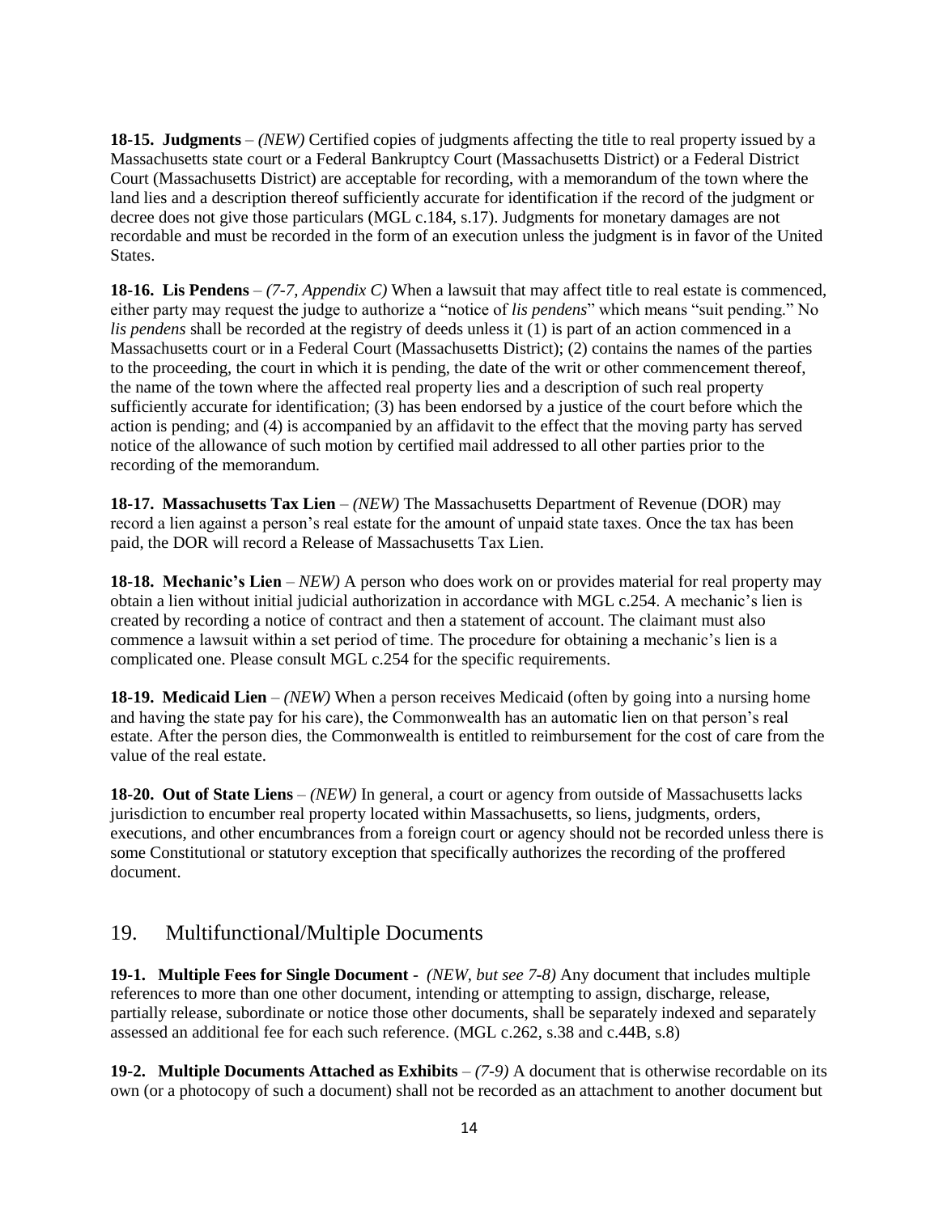**18-15. Judgments** – *(NEW)* Certified copies of judgments affecting the title to real property issued by a Massachusetts state court or a Federal Bankruptcy Court (Massachusetts District) or a Federal District Court (Massachusetts District) are acceptable for recording, with a memorandum of the town where the land lies and a description thereof sufficiently accurate for identification if the record of the judgment or decree does not give those particulars (MGL c.184, s.17). Judgments for monetary damages are not recordable and must be recorded in the form of an execution unless the judgment is in favor of the United States.

**18-16. Lis Pendens** – *(7-7, Appendix C)* When a lawsuit that may affect title to real estate is commenced, either party may request the judge to authorize a "notice of *lis pendens*" which means "suit pending." No *lis pendens* shall be recorded at the registry of deeds unless it (1) is part of an action commenced in a Massachusetts court or in a Federal Court (Massachusetts District); (2) contains the names of the parties to the proceeding, the court in which it is pending, the date of the writ or other commencement thereof, the name of the town where the affected real property lies and a description of such real property sufficiently accurate for identification; (3) has been endorsed by a justice of the court before which the action is pending; and (4) is accompanied by an affidavit to the effect that the moving party has served notice of the allowance of such motion by certified mail addressed to all other parties prior to the recording of the memorandum.

**18-17. Massachusetts Tax Lien** – *(NEW)* The Massachusetts Department of Revenue (DOR) may record a lien against a person's real estate for the amount of unpaid state taxes. Once the tax has been paid, the DOR will record a Release of Massachusetts Tax Lien.

**18-18. Mechanic's Lien** – *NEW)* A person who does work on or provides material for real property may obtain a lien without initial judicial authorization in accordance with MGL c.254. A mechanic's lien is created by recording a notice of contract and then a statement of account. The claimant must also commence a lawsuit within a set period of time. The procedure for obtaining a mechanic's lien is a complicated one. Please consult MGL c.254 for the specific requirements.

**18-19. Medicaid Lien** – *(NEW)* When a person receives Medicaid (often by going into a nursing home and having the state pay for his care), the Commonwealth has an automatic lien on that person's real estate. After the person dies, the Commonwealth is entitled to reimbursement for the cost of care from the value of the real estate.

**18-20. Out of State Liens** – *(NEW)* In general, a court or agency from outside of Massachusetts lacks jurisdiction to encumber real property located within Massachusetts, so liens, judgments, orders, executions, and other encumbrances from a foreign court or agency should not be recorded unless there is some Constitutional or statutory exception that specifically authorizes the recording of the proffered document.

## 19. Multifunctional/Multiple Documents

**19-1. Multiple Fees for Single Document** - *(NEW, but see 7-8)* Any document that includes multiple references to more than one other document, intending or attempting to assign, discharge, release, partially release, subordinate or notice those other documents, shall be separately indexed and separately assessed an additional fee for each such reference. (MGL c.262, s.38 and c.44B, s.8)

**19-2. Multiple Documents Attached as Exhibits** – *(7-9)* A document that is otherwise recordable on its own (or a photocopy of such a document) shall not be recorded as an attachment to another document but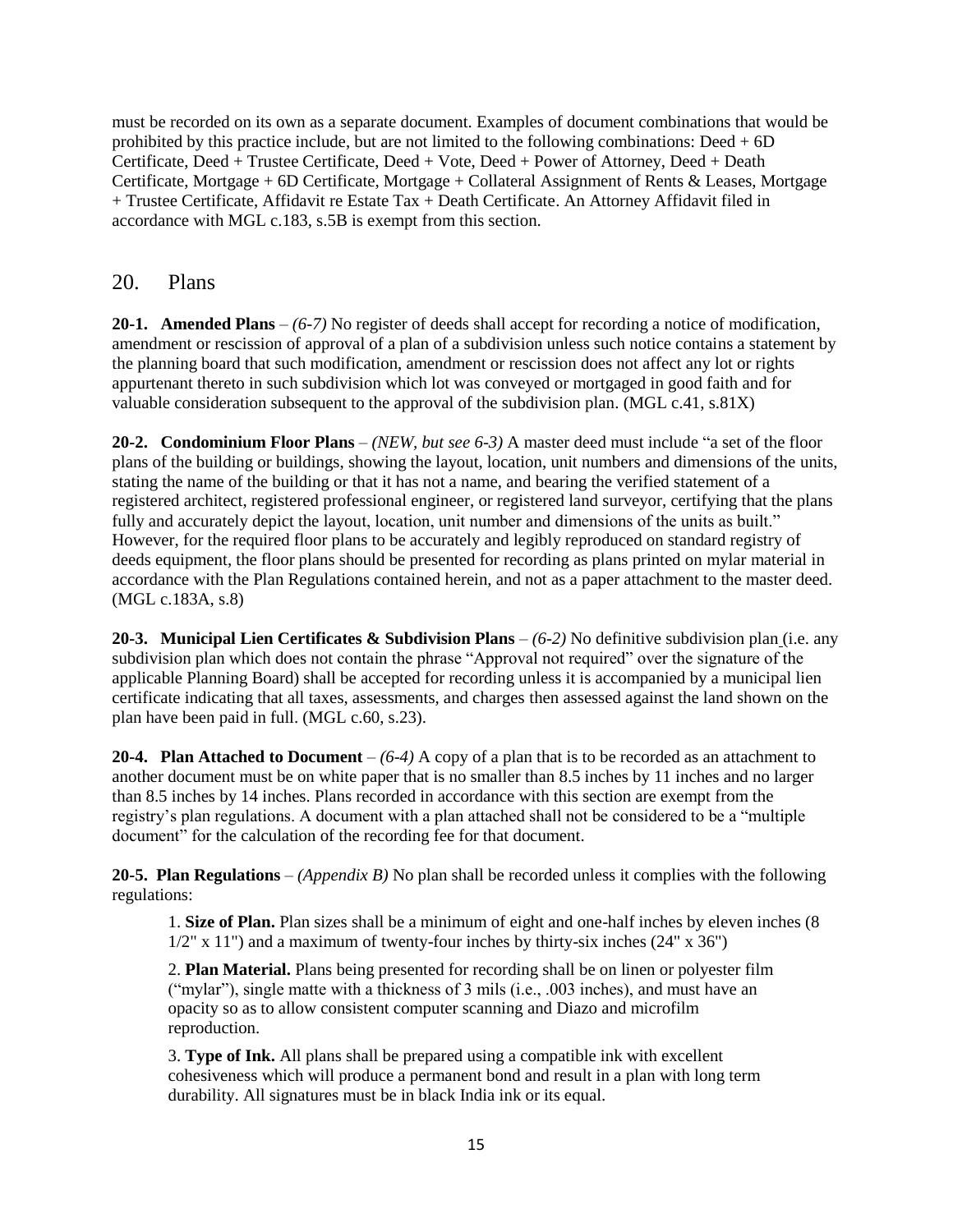must be recorded on its own as a separate document. Examples of document combinations that would be prohibited by this practice include, but are not limited to the following combinations: Deed + 6D Certificate, Deed + Trustee Certificate, Deed + Vote, Deed + Power of Attorney, Deed + Death Certificate, Mortgage + 6D Certificate, Mortgage + Collateral Assignment of Rents & Leases, Mortgage + Trustee Certificate, Affidavit re Estate Tax + Death Certificate. An Attorney Affidavit filed in accordance with MGL c.183, s.5B is exempt from this section.

## 20. Plans

**20-1. Amended Plans** – *(6-7)* No register of deeds shall accept for recording a notice of modification, amendment or rescission of approval of a plan of a subdivision unless such notice contains a statement by the planning board that such modification, amendment or rescission does not affect any lot or rights appurtenant thereto in such subdivision which lot was conveyed or mortgaged in good faith and for valuable consideration subsequent to the approval of the subdivision plan. (MGL c.41, s.81X)

**20-2. Condominium Floor Plans** – *(NEW, but see 6-3)* A master deed must include "a set of the floor plans of the building or buildings, showing the layout, location, unit numbers and dimensions of the units, stating the name of the building or that it has not a name, and bearing the verified statement of a registered architect, registered professional engineer, or registered land surveyor, certifying that the plans fully and accurately depict the layout, location, unit number and dimensions of the units as built." However, for the required floor plans to be accurately and legibly reproduced on standard registry of deeds equipment, the floor plans should be presented for recording as plans printed on mylar material in accordance with the Plan Regulations contained herein, and not as a paper attachment to the master deed. (MGL c.183A, s.8)

**20-3. Municipal Lien Certificates & Subdivision Plans** – *(6-2)* No definitive subdivision plan (i.e. any subdivision plan which does not contain the phrase "Approval not required" over the signature of the applicable Planning Board) shall be accepted for recording unless it is accompanied by a municipal lien certificate indicating that all taxes, assessments, and charges then assessed against the land shown on the plan have been paid in full. (MGL c.60, s.23).

**20-4. Plan Attached to Document** – *(6-4)* A copy of a plan that is to be recorded as an attachment to another document must be on white paper that is no smaller than 8.5 inches by 11 inches and no larger than 8.5 inches by 14 inches. Plans recorded in accordance with this section are exempt from the registry's plan regulations. A document with a plan attached shall not be considered to be a "multiple document" for the calculation of the recording fee for that document.

**20-5. Plan Regulations** – *(Appendix B)* No plan shall be recorded unless it complies with the following regulations:

1. **Size of Plan.** Plan sizes shall be a minimum of eight and one-half inches by eleven inches (8 1/2" x 11") and a maximum of twenty-four inches by thirty-six inches (24" x 36")

2. **Plan Material.** Plans being presented for recording shall be on linen or polyester film ("mylar"), single matte with a thickness of 3 mils (i.e., .003 inches), and must have an opacity so as to allow consistent computer scanning and Diazo and microfilm reproduction.

3. **Type of Ink.** All plans shall be prepared using a compatible ink with excellent cohesiveness which will produce a permanent bond and result in a plan with long term durability. All signatures must be in black India ink or its equal.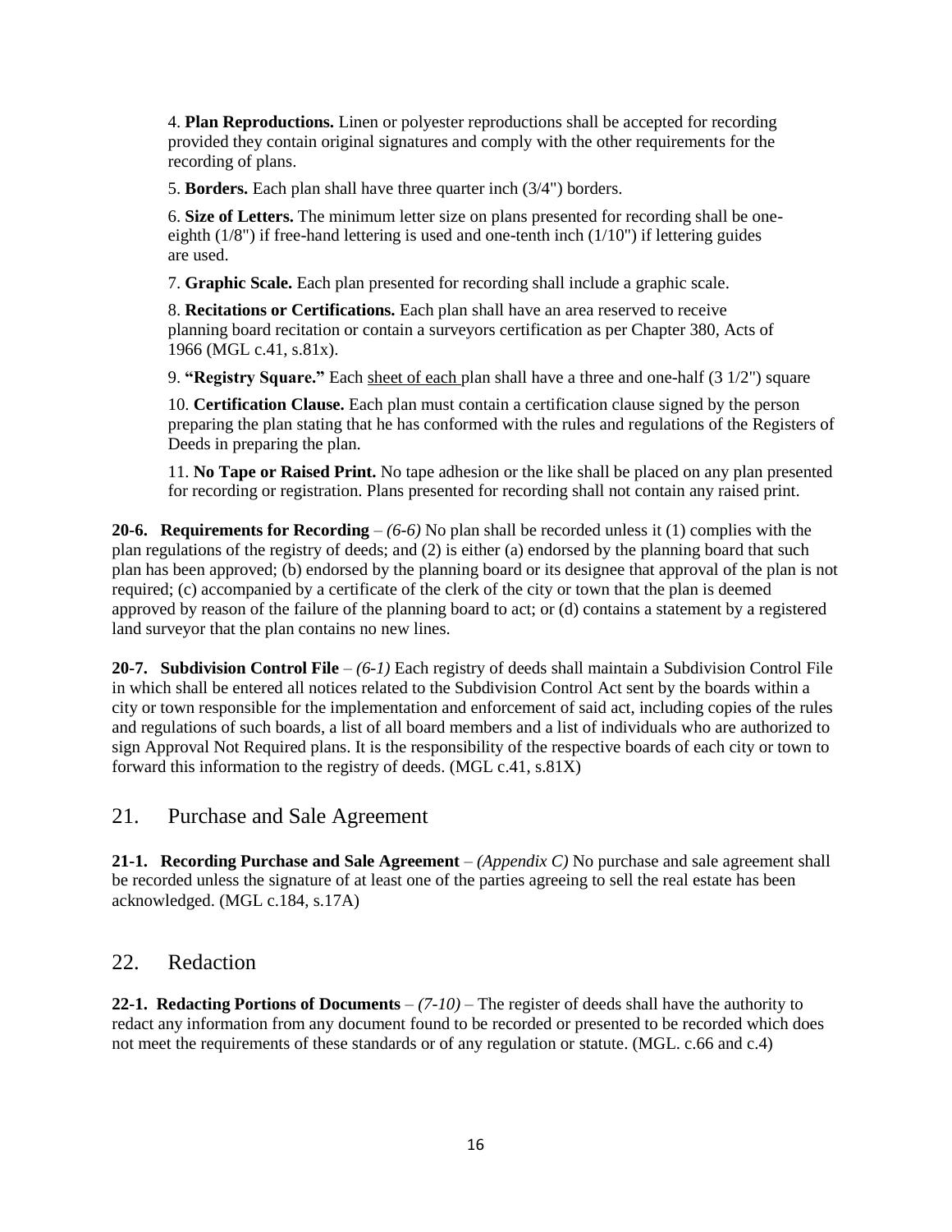4. **Plan Reproductions.** Linen or polyester reproductions shall be accepted for recording provided they contain original signatures and comply with the other requirements for the recording of plans.

5. **Borders.** Each plan shall have three quarter inch (3/4") borders.

6. **Size of Letters.** The minimum letter size on plans presented for recording shall be one-eighth (1/8") if free-hand lettering is used and one-tenth inch (1/10") if lettering guides are used.

7. **Graphic Scale.** Each plan presented for recording shall include a graphic scale.

8. **Recitations or Certifications.** Each plan shall have an area reserved to receive planning board recitation or contain a surveyors certification as per Chapter 380, Acts of 1966 (MGL c.41, s.81x).

9. **"Registry Square."** Each sheet of each plan shall have a three and one-half (3 1/2") square

10. **Certification Clause.** Each plan must contain a certification clause signed by the person preparing the plan stating that he has conformed with the rules and regulations of the Registers of Deeds in preparing the plan.

11. **No Tape or Raised Print.** No tape adhesion or the like shall be placed on any plan presented for recording or registration. Plans presented for recording shall not contain any raised print.

**20-6. Requirements for Recording** – *(6-6)* No plan shall be recorded unless it (1) complies with the plan regulations of the registry of deeds; and (2) is either (a) endorsed by the planning board that such plan has been approved; (b) endorsed by the planning board or its designee that approval of the plan is not required; (c) accompanied by a certificate of the clerk of the city or town that the plan is deemed approved by reason of the failure of the planning board to act; or (d) contains a statement by a registered land surveyor that the plan contains no new lines.

**20-7. Subdivision Control File** – *(6-1)* Each registry of deeds shall maintain a Subdivision Control File in which shall be entered all notices related to the Subdivision Control Act sent by the boards within a city or town responsible for the implementation and enforcement of said act, including copies of the rules and regulations of such boards, a list of all board members and a list of individuals who are authorized to sign Approval Not Required plans. It is the responsibility of the respective boards of each city or town to forward this information to the registry of deeds. (MGL c.41, s.81X)

## 21. Purchase and Sale Agreement

**21-1. Recording Purchase and Sale Agreement** – *(Appendix C)* No purchase and sale agreement shall be recorded unless the signature of at least one of the parties agreeing to sell the real estate has been acknowledged. (MGL c.184, s.17A)

## 22. Redaction

**22-1. Redacting Portions of Documents** – *(7-10)* – The register of deeds shall have the authority to redact any information from any document found to be recorded or presented to be recorded which does not meet the requirements of these standards or of any regulation or statute. (MGL. c.66 and c.4)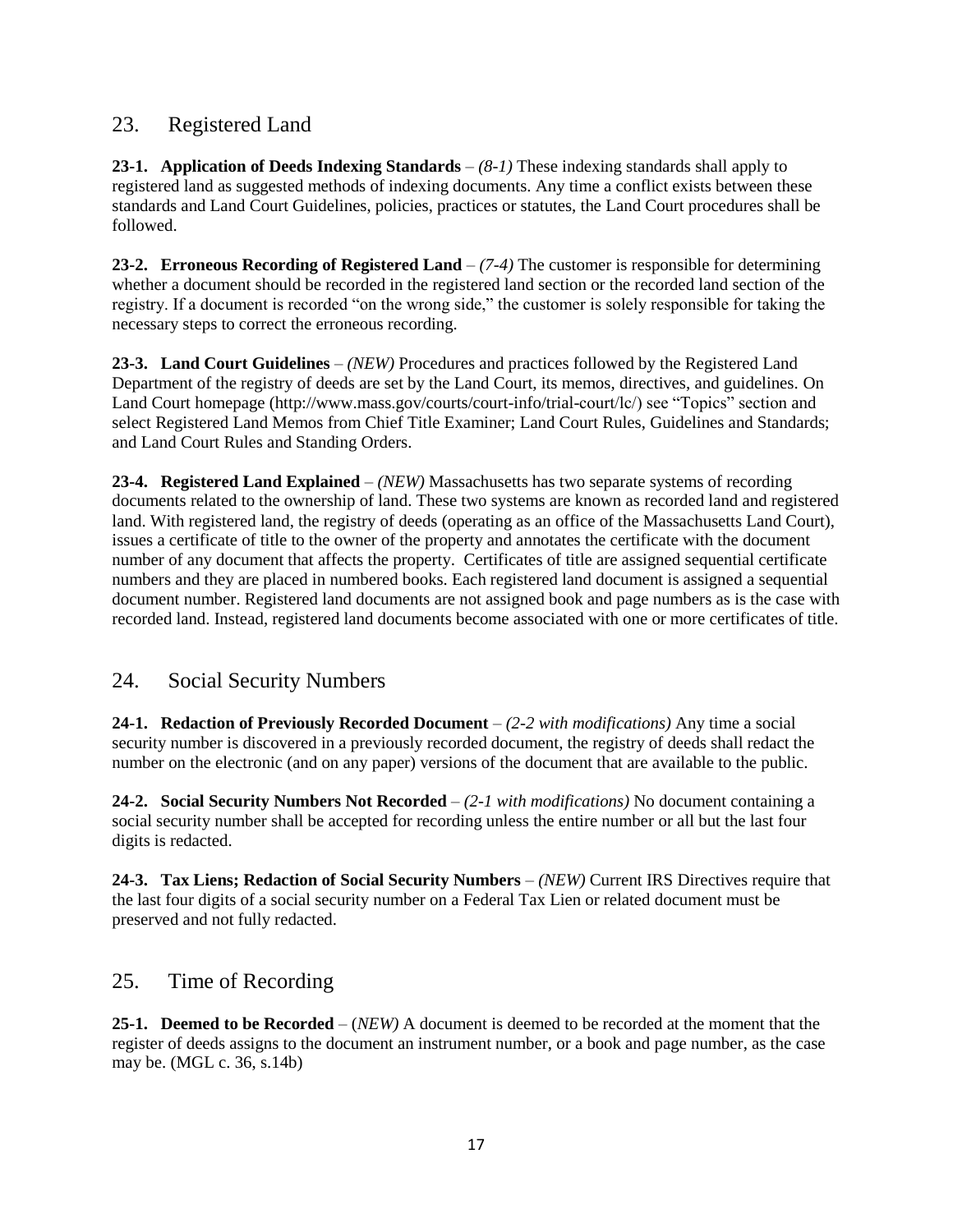## 23. Registered Land

**23-1. Application of Deeds Indexing Standards** – *(8-1)* These indexing standards shall apply to registered land as suggested methods of indexing documents. Any time a conflict exists between these standards and Land Court Guidelines, policies, practices or statutes, the Land Court procedures shall be followed.

**23-2. Erroneous Recording of Registered Land** – *(7-4)* The customer is responsible for determining whether a document should be recorded in the registered land section or the recorded land section of the registry. If a document is recorded "on the wrong side," the customer is solely responsible for taking the necessary steps to correct the erroneous recording.

**23-3. Land Court Guidelines** – *(NEW)* Procedures and practices followed by the Registered Land Department of the registry of deeds are set by the Land Court, its memos, directives, and guidelines. On Land Court homepage (http://www.mass.gov/courts/court-info/trial-court/lc/) see "Topics" section and select Registered Land Memos from Chief Title Examiner; Land Court Rules, Guidelines and Standards; and Land Court Rules and Standing Orders.

**23-4. Registered Land Explained** – *(NEW)* Massachusetts has two separate systems of recording documents related to the ownership of land. These two systems are known as recorded land and registered land. With registered land, the registry of deeds (operating as an office of the Massachusetts Land Court), issues a certificate of title to the owner of the property and annotates the certificate with the document number of any document that affects the property. Certificates of title are assigned sequential certificate numbers and they are placed in numbered books. Each registered land document is assigned a sequential document number. Registered land documents are not assigned book and page numbers as is the case with recorded land. Instead, registered land documents become associated with one or more certificates of title.

## 24. Social Security Numbers

**24-1. Redaction of Previously Recorded Document** – *(2-2 with modifications)* Any time a social security number is discovered in a previously recorded document, the registry of deeds shall redact the number on the electronic (and on any paper) versions of the document that are available to the public.

**24-2. Social Security Numbers Not Recorded** – *(2-1 with modifications)* No document containing a social security number shall be accepted for recording unless the entire number or all but the last four digits is redacted.

**24-3. Tax Liens; Redaction of Social Security Numbers** – *(NEW)* Current IRS Directives require that the last four digits of a social security number on a Federal Tax Lien or related document must be preserved and not fully redacted.

## 25. Time of Recording

**25-1. Deemed to be Recorded** – (*NEW)* A document is deemed to be recorded at the moment that the register of deeds assigns to the document an instrument number, or a book and page number, as the case may be. (MGL c. 36, s.14b)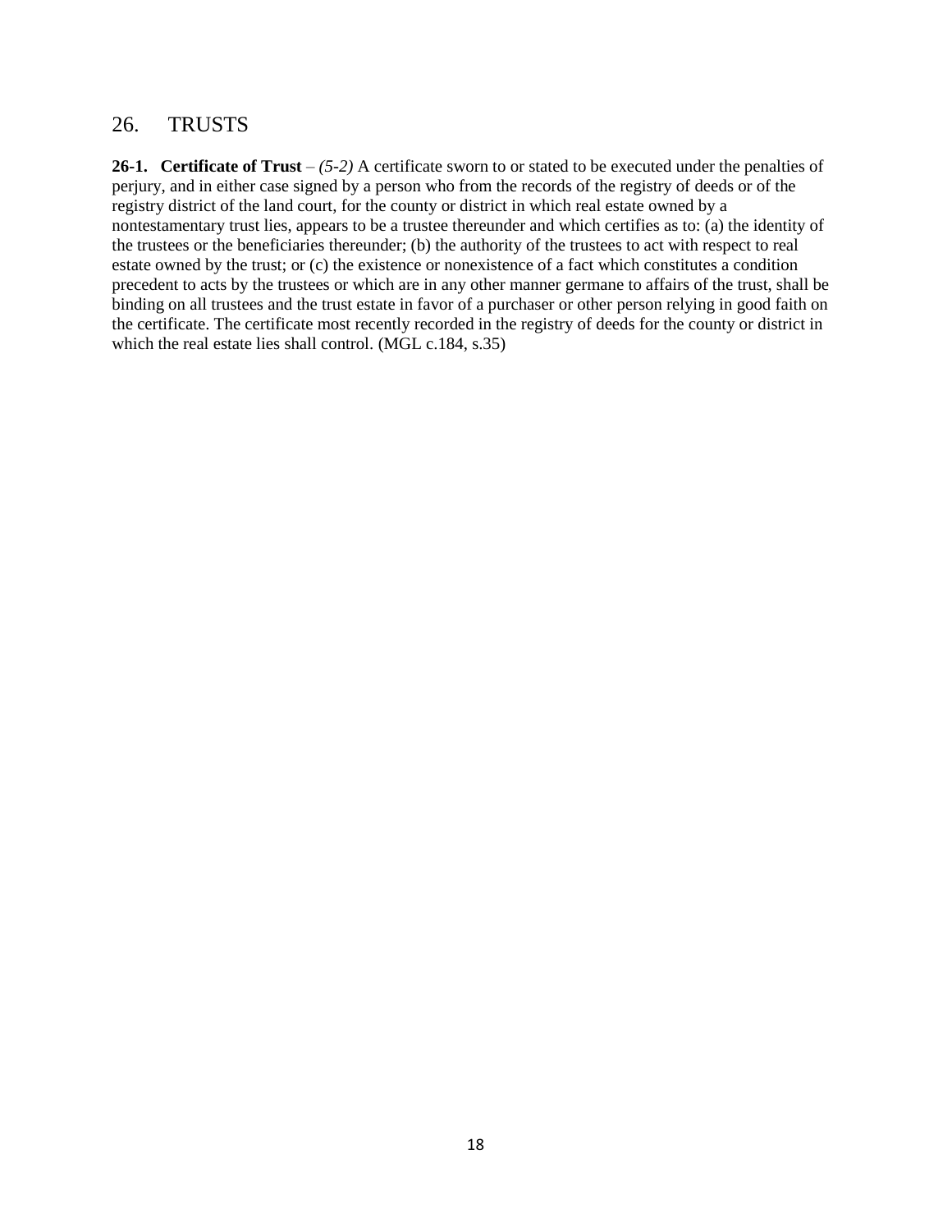## 26. TRUSTS

**26-1. Certificate of Trust** – *(5-2)* A certificate sworn to or stated to be executed under the penalties of perjury, and in either case signed by a person who from the records of the registry of deeds or of the registry district of the land court, for the county or district in which real estate owned by a nontestamentary trust lies, appears to be a trustee thereunder and which certifies as to: (a) the identity of the trustees or the beneficiaries thereunder; (b) the authority of the trustees to act with respect to real estate owned by the trust; or (c) the existence or nonexistence of a fact which constitutes a condition precedent to acts by the trustees or which are in any other manner germane to affairs of the trust, shall be binding on all trustees and the trust estate in favor of a purchaser or other person relying in good faith on the certificate. The certificate most recently recorded in the registry of deeds for the county or district in which the real estate lies shall control. (MGL c.184, s.35)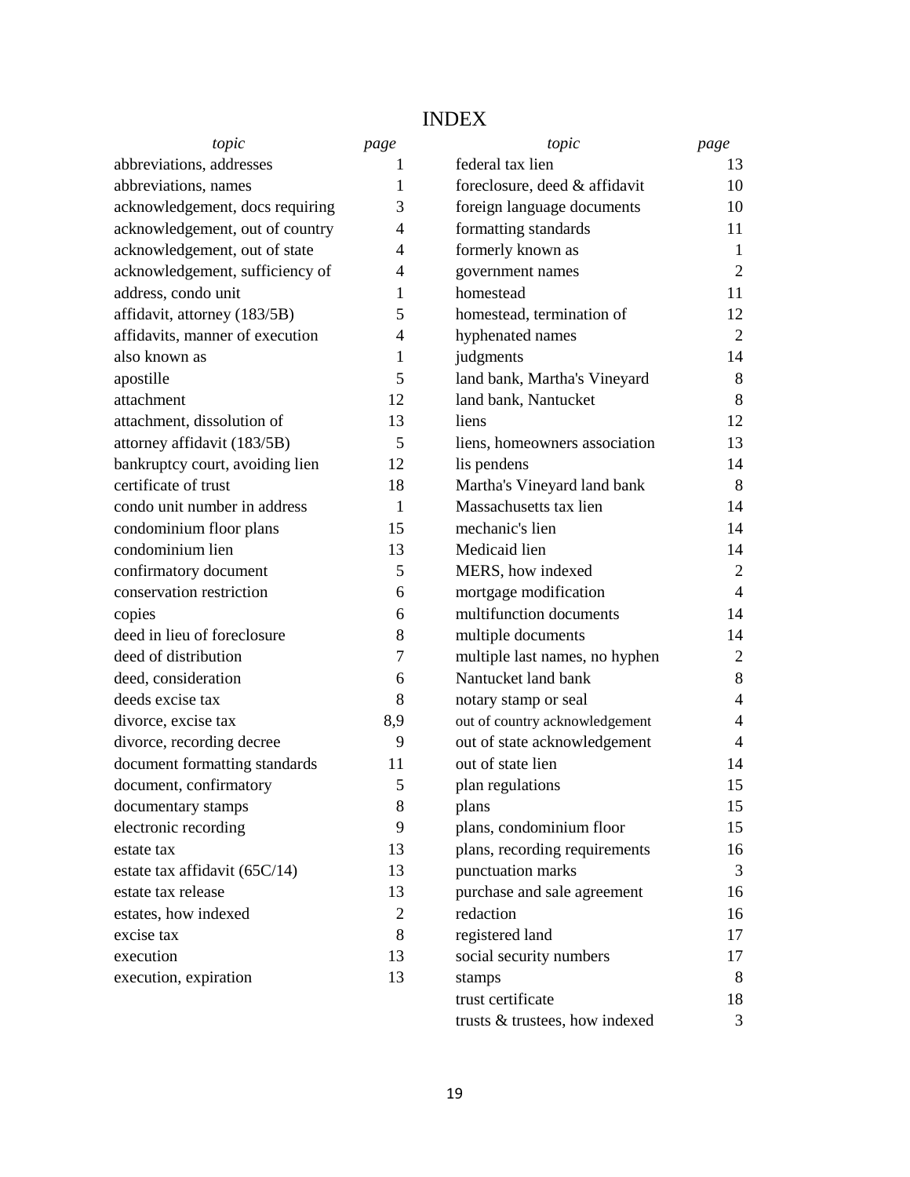# INDEX

| topic | page |
|---|---|
| abbreviations, addresses | 1 |
| abbreviations, names | 1 |
| acknowledgement, docs requiring | 3 |
| acknowledgement, out of country | 4 |
| acknowledgement, out of state | 4 |
| acknowledgement, sufficiency of | 4 |
| address, condo unit | 1 |
| affidavit, attorney (183/5B) | 5 |
| affidavits, manner of execution | 4 |
| also known as | 1 |
| apostille | 5 |
| attachment | 12 |
| attachment, dissolution of | 13 |
| attorney affidavit (183/5B) | 5 |
| bankruptcy court, avoiding lien | 12 |
| certificate of trust | 18 |
| condo unit number in address | 1 |
| condominium floor plans | 15 |
| condominium lien | 13 |
| confirmatory document | 5 |
| conservation restriction | 6 |
| copies | 6 |
| deed in lieu of foreclosure | 8 |
| deed of distribution | 7 |
| deed, consideration | 6 |
| deeds excise tax | 8 |
| divorce, excise tax | 8,9 |
| divorce, recording decree | 9 |
| document formatting standards | 11 |
| document, confirmatory | 5 |
| documentary stamps | 8 |
| electronic recording | 9 |
| estate tax | 13 |
| estate tax affidavit (65C/14) | 13 |
| estate tax release | 13 |
| estates, how indexed | 2 |
| excise tax | 8 |
| execution | 13 |
| execution, expiration | 13 |
| federal tax lien | 13 |
| foreclosure, deed & affidavit | 10 |
| foreign language documents | 10 |
| formatting standards | 11 |
| formerly known as | 1 |
| government names | 2 |
| homestead | 11 |
| homestead, termination of | 12 |
| hyphenated names | 2 |
| judgments | 14 |
| land bank, Martha's Vineyard | 8 |
| land bank, Nantucket | 8 |
| liens | 12 |
| liens, homeowners association | 13 |
| lis pendens | 14 |
| Martha's Vineyard land bank | 8 |
| Massachusetts tax lien | 14 |
| mechanic's lien | 14 |
| Medicaid lien | 14 |
| MERS, how indexed | 2 |
| mortgage modification | 4 |
| multifunction documents | 14 |
| multiple documents | 14 |
| multiple last names, no hyphen | 2 |
| Nantucket land bank | 8 |
| notary stamp or seal | 4 |
| out of country acknowledgement | 4 |
| out of state acknowledgement | 4 |
| out of state lien | 14 |
| plan regulations | 15 |
| plans | 15 |
| plans, condominium floor | 15 |
| plans, recording requirements | 16 |
| punctuation marks | 3 |
| purchase and sale agreement | 16 |
| redaction | 16 |
| registered land | 17 |
| social security numbers | 17 |
| stamps | 8 |
| trust certificate | 18 |
| trusts & trustees, how indexed | 3 |